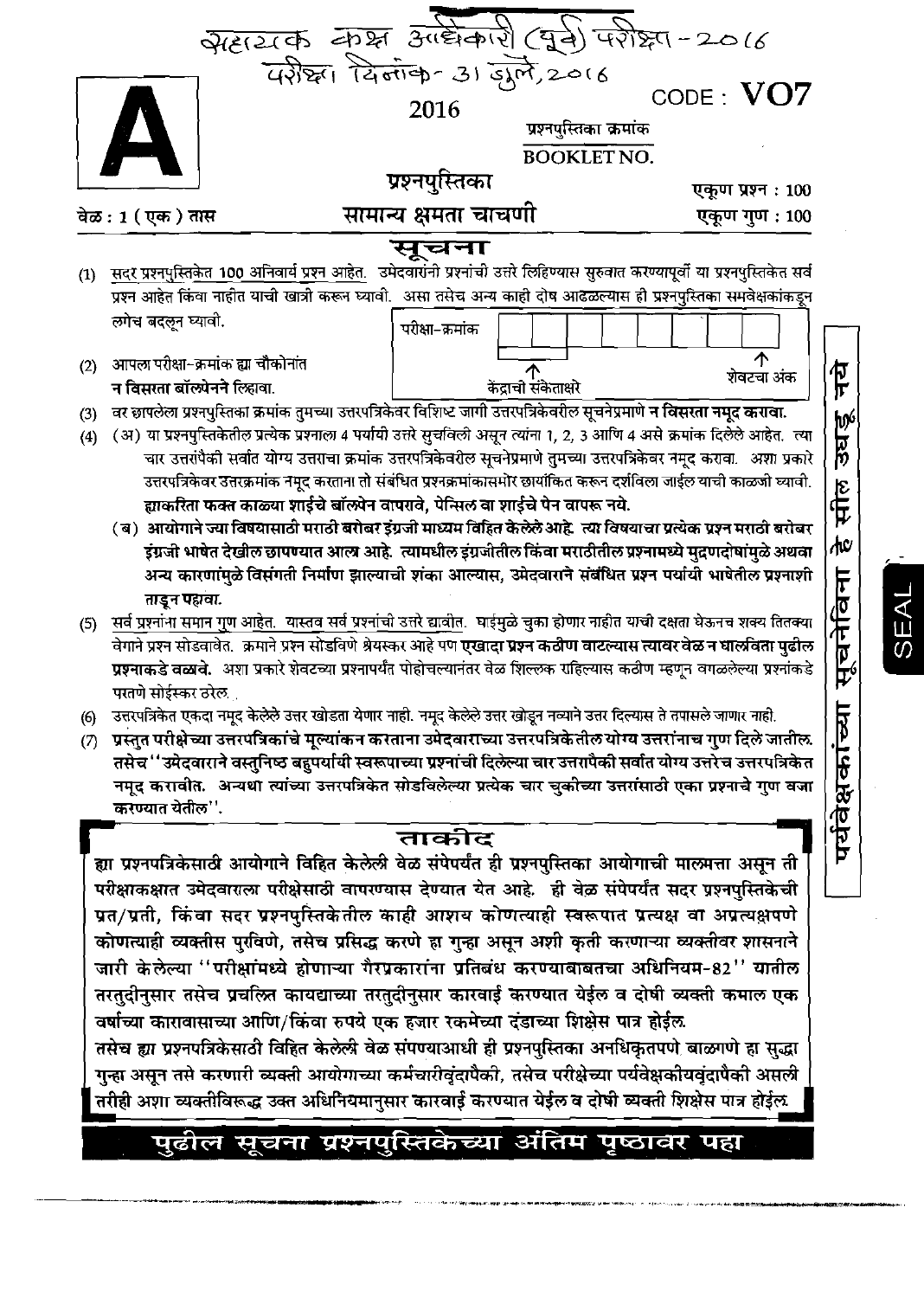सहायक कक्ष अधिकारी (पूर्व) परीक्षा - 2016
परीक्षा दिनांक - 31 जुलै, 2016

# A

2016

CODE : **VO7**

प्रश्नपुस्तिका क्रमांक
BOOKLET NO.

## प्रश्नपुस्तिका

## सामान्य क्षमता चाचणी

वेळ : 1 (एक) तास

एकूण प्रश्न : 100

एकूण गुण : 100

## सूचना

(1) सदर प्रश्नपुस्तिकेत 100 अनिवार्य प्रश्न आहेत. उमेदवारांनी प्रश्नांची उत्तरे लिहिण्यास सुरुवात करण्यापूर्वी या प्रश्नपुस्तिकेत सर्व प्रश्न आहेत किंवा नाहीत याची खात्री करून घ्यावी. असा तसेच अन्य काही दोष आढळल्यास ही प्रश्नपुस्तिका समवेक्षकांकडून लगेच बदलून घ्यावी.

| परीक्षा-क्रमांक | | | | | | | | |
|---|---|---|---|---|---|---|---|---|
| | ↑ केंद्राची संकेताक्षरे | | | | | | | ↑ शेवटचा अंक |

(2) आपला परीक्षा-क्रमांक ह्या चौकोनांत **न विसरता बॉलपेनने** लिहावा.

(3) वर छापलेला प्रश्नपुस्तिका क्रमांक तुमच्या उत्तरपत्रिकेवर विशिष्ट जागी उत्तरपत्रिकेवरील सूचनेप्रमाणे **न विसरता नमूद करावा.**

(4) (अ) या प्रश्नपुस्तिकेतील प्रत्येक प्रश्नाला 4 पर्यायी उत्तरे सुचविली असून त्यांना 1, 2, 3 आणि 4 असे क्रमांक दिलेले आहेत. त्या चार उत्तरांपैकी सर्वात योग्य उत्तराचा क्रमांक उत्तरपत्रिकेवरील सूचनेप्रमाणे तुमच्या उत्तरपत्रिकेवर नमूद करावा. अशा प्रकारे उत्तरपत्रिकेवर उत्तरक्रमांक नमूद करताना तो संबंधित प्रश्नक्रमांकासमोर छायांकित करून दर्शविला जाईल याची काळजी घ्यावी. **ह्याकरिता फक्त काळ्या शाईचे बॉलपेन वापरावे, पेन्सिल वा शाईचे पेन वापरू नये.**

(ब) **आयोगाने ज्या विषयासाठी मराठी बरोबर इंग्रजी माध्यम विहित केलेले आहे** *त्या विषयाचा प्रत्येक प्रश्न मराठी बरोबर इंग्रजी भाषेत देखील छापण्यात आला आहे. त्यामधील इंग्रजीतील किंवा मराठीतील प्रश्नामध्ये मुद्रणदोषांमुळे अथवा अन्य कारणांमुळे विसंगती निर्माण झाल्याची शंका आल्यास, उमेदवाराने संबंधित प्रश्न पर्यायी भाषेतील प्रश्नाशी ताडून पहावा.*

(5) सर्व प्रश्नांना समान गुण आहेत. यास्तव सर्व प्रश्नांची उत्तरे द्यावीत. घाईमुळे चुका होणार नाहीत याची दक्षता घेऊनच शक्य तितक्या वेगाने प्रश्न सोडवावेत. क्रमाने प्रश्न सोडविणे श्रेयस्कर आहे पण **एखादा प्रश्न कठीण वाटल्यास त्यावर वेळ न घालविता पुढील प्रश्नाकडे वळावे.** अशा प्रकारे शेवटच्या प्रश्नापर्यंत पोहोचल्यानंतर वेळ शिल्लक राहिल्यास कठीण म्हणून वगळलेल्या प्रश्नांकडे परतणे सोईस्कर ठरेल.

(6) उत्तरपत्रिकेत एकदा नमूद केलेले उत्तर खोडता येणार नाही. नमूद केलेले उत्तर खोडून नव्याने उत्तर दिल्यास ते तपासले जाणार नाही.

(7) **प्रस्तुत परीक्षेच्या उत्तरपत्रिकांचे मूल्यांकन करताना उमेदवाराच्या उत्तरपत्रिकेतील योग्य उत्तरांनाच गुण दिले जातील. तसेच "उमेदवाराने वस्तुनिष्ठ बहुपर्यायी स्वरूपाच्या प्रश्नांची दिलेल्या चार उत्तरांपैकी सर्वात योग्य उत्तरेच उत्तरपत्रिकेत नमूद करावीत. अन्यथा त्यांच्या उत्तरपत्रिकेत सोडविलेल्या प्रत्येक चार चुकीच्या उत्तरांसाठी एका प्रश्नाचे गुण वजा करण्यात येतील".**

पर्यवेक्षकांच्या सूचनेविना हे सील उघडू नये

SEAL

## ताकीद

**ह्या प्रश्नपत्रिकेसाठी आयोगाने विहित केलेली वेळ संपेपर्यंत ही प्रश्नपुस्तिका आयोगाची मालमत्ता असून ती परीक्षाकक्षात उमेदवाराला परीक्षेसाठी वापरण्यास देण्यात येत आहे. ही वेळ संपेपर्यंत सदर प्रश्नपुस्तिकेची प्रत/प्रती, किंवा सदर प्रश्नपुस्तिकेतील काही आशय कोणत्याही स्वरूपात प्रत्यक्ष वा अप्रत्यक्षपणे कोणत्याही व्यक्तीस पुरविणे, तसेच प्रसिद्ध करणे हा गुन्हा असून अशी कृती करणाऱ्या व्यक्तीवर शासनाने जारी केलेल्या "परीक्षांमध्ये होणाऱ्या गैरप्रकारांना प्रतिबंध करण्याबाबतचा अधिनियम-82" यातील तरतुदीनुसार तसेच प्रचलित कायद्याच्या तरतुदीनुसार कारवाई करण्यात येईल व दोषी व्यक्ती कमाल एक वर्षाच्या कारावासाच्या आणि/किंवा रुपये एक हजार रकमेच्या दंडाच्या शिक्षेस पात्र होईल.**

**तसेच ह्या प्रश्नपत्रिकेसाठी विहित केलेली वेळ संपण्याआधी ही प्रश्नपुस्तिका अनधिकृतपणे बाळगणे हा सुद्धा गुन्हा असून तसे करणारी व्यक्ती आयोगाच्या कर्मचारीवृंदापैकी, तसेच परीक्षेच्या पर्यवेक्षकीयवृंदापैकी असली तरीही अशा व्यक्तीविरूद्ध उक्त अधिनियमानुसार कारवाई करण्यात येईल व दोषी व्यक्ती शिक्षेस पात्र होईल.**

**पुढील सूचना प्रश्नपुस्तिकेच्या अंतिम पृष्ठावर पहा**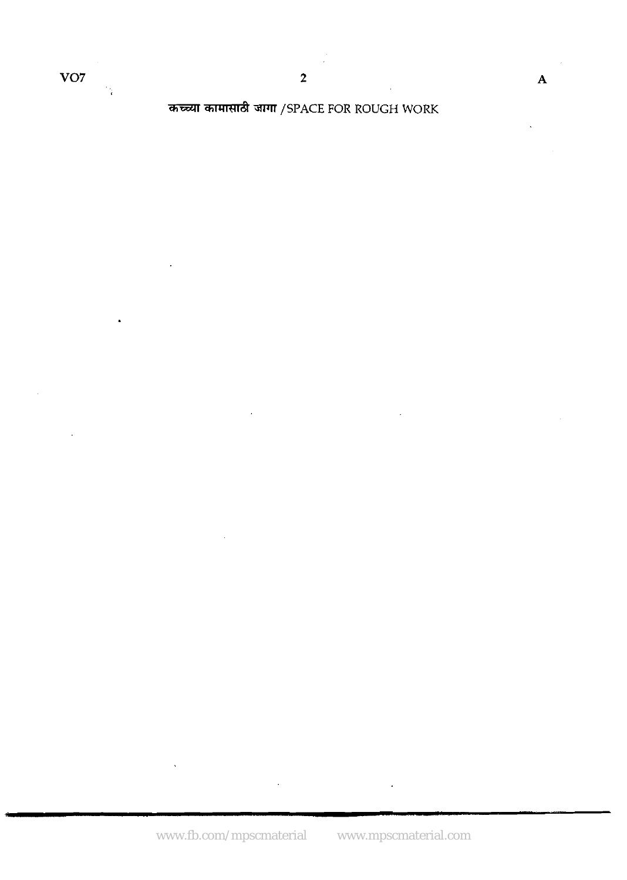कच्च्या कामासाठी जागा /SPACE FOR ROUGH WORK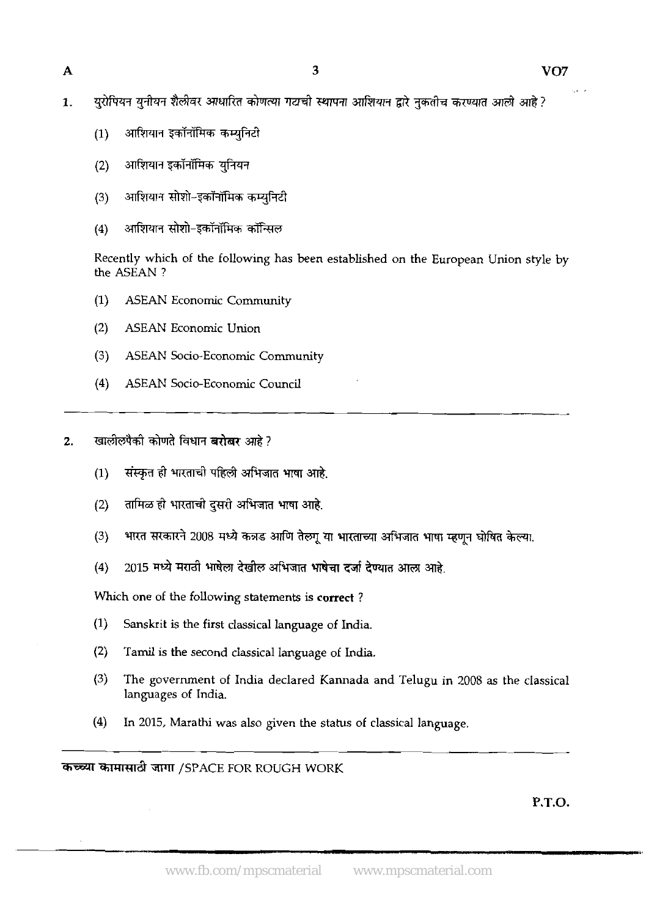1. युरोपियन युनीयन शैलीवर आधारित कोणत्या गटाची स्थापना आशियान द्वारे नुकतीच करण्यात आली आहे ?

   (1) आशियान इकॉनॉमिक कम्युनिटी

   (2) आशियान इकॉनॉमिक युनियन

   (3) आशियान सोशो-इकॉनॉमिक कम्युनिटी

   (4) आशियान सोशो-इकॉनॉमिक कॉन्सिल

   Recently which of the following has been established on the European Union style by the ASEAN ?

   (1) ASEAN Economic Community

   (2) ASEAN Economic Union

   (3) ASEAN Socio-Economic Community

   (4) ASEAN Socio-Economic Council

2. खालीलपैकी कोणते विधान **बरोबर** आहे ?

   (1) संस्कृत ही भारताची पहिली अभिजात भाषा आहे.

   (2) तामिळ ही भारताची दुसरी अभिजात भाषा आहे.

   (3) भारत सरकारने 2008 मध्ये कन्नड आणि तेलगू या भारताच्या अभिजात भाषा म्हणून घोषित केल्या.

   (4) 2015 मध्ये मराठी भाषेला देखील अभिजात भाषेचा दर्जा देण्यात आला आहे.

   Which one of the following statements is **correct** ?

   (1) Sanskrit is the first classical language of India.

   (2) Tamil is the second classical language of India.

   (3) The government of India declared Kannada and Telugu in 2008 as the classical languages of India.

   (4) In 2015, Marathi was also given the status of classical language.

कच्च्या कामासाठी जागा /SPACE FOR ROUGH WORK

P.T.O.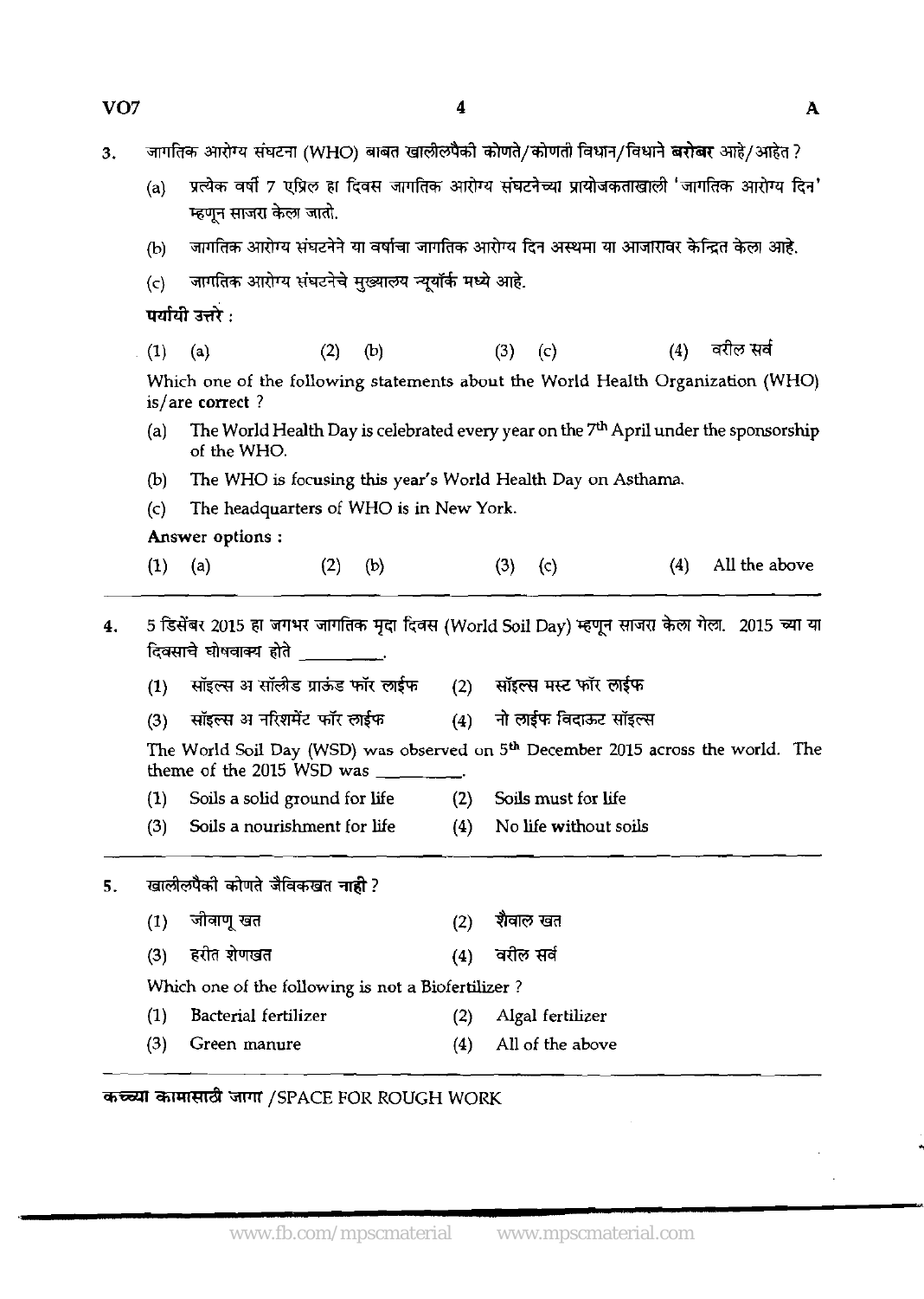3. जागतिक आरोग्य संघटना (WHO) बाबत खालीलपैकी कोणते/कोणती विधान/विधाने **बरोबर** आहे/आहेत ?

   (a) प्रत्येक वर्षी 7 एप्रिल हा दिवस जागतिक आरोग्य संघटनेच्या प्रायोजकताखाली 'जागतिक आरोग्य दिन' म्हणून साजरा केला जातो.

   (b) जागतिक आरोग्य संघटनेने या वर्षाचा जागतिक आरोग्य दिन अस्थमा या आजारावर केन्द्रित केला आहे.

   (c) जागतिक आरोग्य संघटनेचे मुख्यालय न्यूयॉर्क मध्ये आहे.

   **पर्यायी उत्तरे :**

   (1) (a)  (2) (b)  (3) (c)  (4) वरील सर्व

   Which one of the following statements about the World Health Organization (WHO) is/are **correct** ?

   (a) The World Health Day is celebrated every year on the $7^{th}$ April under the sponsorship of the WHO.

   (b) The WHO is focusing this year's World Health Day on Asthama.

   (c) The headquarters of WHO is in New York.

   **Answer options :**

   (1) (a)  (2) (b)  (3) (c)  (4) All the above

---

4. 5 डिसेंबर 2015 हा जगभर जागतिक मृदा दिवस (World Soil Day) म्हणून साजरा केला गेला. 2015 च्या या दिवसाचे घोषवाक्य होते \_\_\_\_\_\_\_\_\_.

   (1) सॉइल्स अ सॉलीड ग्राऊंड फॉर लाईफ  (2) सॉइल्स मस्ट फॉर लाईफ

   (3) सॉइल्स अ नरिशमेंट फॉर लाईफ  (4) नो लाईफ विदाऊट सॉइल्स

   The World Soil Day (WSD) was observed on $5^{th}$ December 2015 across the world. The theme of the 2015 WSD was \_\_\_\_\_\_\_\_\_.

   (1) Soils a solid ground for life  (2) Soils must for life

   (3) Soils a nourishment for life  (4) No life without soils

---

5. खालीलपैकी कोणते जैविकखत **नाही** ?

   (1) जीवाणू खत  (2) शैवाल खत

   (3) हरीत शेणखत  (4) वरील सर्व

   Which one of the following is not a Biofertilizer ?

   (1) Bacterial fertilizer  (2) Algal fertilizer

   (3) Green manure  (4) All of the above

---

**कच्च्या कामासाठी जागा** /SPACE FOR ROUGH WORK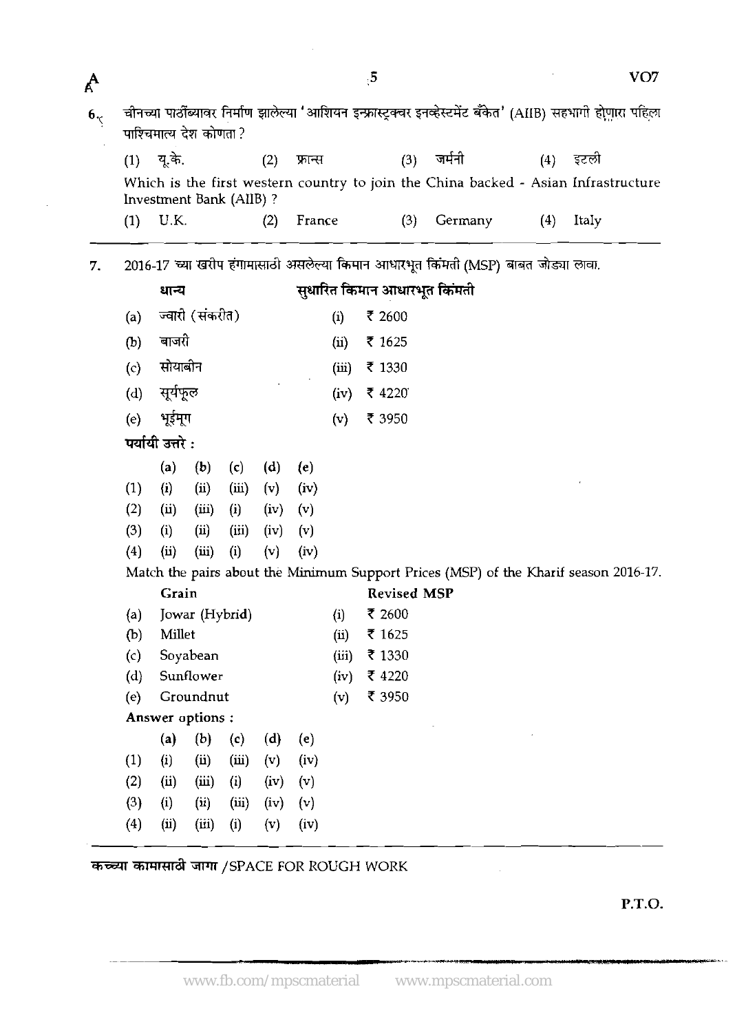6. चीनच्या पाठींब्यावर निर्माण झालेल्या 'आशियन इन्फ्रास्ट्रक्चर इनव्हेस्टमेंट बँकेत' (AIIB) सहभागी होणारा पहिला पाश्चिमात्य देश कोणता ?

(1) यू.के. (2) फ्रान्स (3) जर्मनी (4) इटली

Which is the first western country to join the China backed - Asian Infrastructure Investment Bank (AIIB) ?

(1) U.K. (2) France (3) Germany (4) Italy

---

7. 2016-17 च्या खरीप हंगामासाठी असलेल्या किमान आधारभूत किंमती (MSP) बाबत जोड्या लावा.

| | धान्य | | सुधारित किमान आधारभूत किंमती |
|---|---|---|---|
| (a) | ज्वारी (संकरीत) | (i) | ₹ 2600 |
| (b) | बाजरी | (ii) | ₹ 1625 |
| (c) | सोयाबीन | (iii) | ₹ 1330 |
| (d) | सूर्यफूल | (iv) | ₹ 4220 |
| (e) | भूईमूग | (v) | ₹ 3950 |

**पर्यायी उत्तरे :**

| | (a) | (b) | (c) | (d) | (e) |
|---|---|---|---|---|---|
| (1) | (i) | (ii) | (iii) | (v) | (iv) |
| (2) | (ii) | (iii) | (i) | (iv) | (v) |
| (3) | (i) | (ii) | (iii) | (iv) | (v) |
| (4) | (ii) | (iii) | (i) | (v) | (iv) |

Match the pairs about the Minimum Support Prices (MSP) of the Kharif season 2016-17.

| | Grain | | Revised MSP |
|---|---|---|---|
| (a) | Jowar (Hybrid) | (i) | ₹ 2600 |
| (b) | Millet | (ii) | ₹ 1625 |
| (c) | Soyabean | (iii) | ₹ 1330 |
| (d) | Sunflower | (iv) | ₹ 4220 |
| (e) | Groundnut | (v) | ₹ 3950 |

**Answer options :**

| | (a) | (b) | (c) | (d) | (e) |
|---|---|---|---|---|---|
| (1) | (i) | (ii) | (iii) | (v) | (iv) |
| (2) | (ii) | (iii) | (i) | (iv) | (v) |
| (3) | (i) | (ii) | (iii) | (iv) | (v) |
| (4) | (ii) | (iii) | (i) | (v) | (iv) |

---

कच्च्या कामासाठी जागा /SPACE FOR ROUGH WORK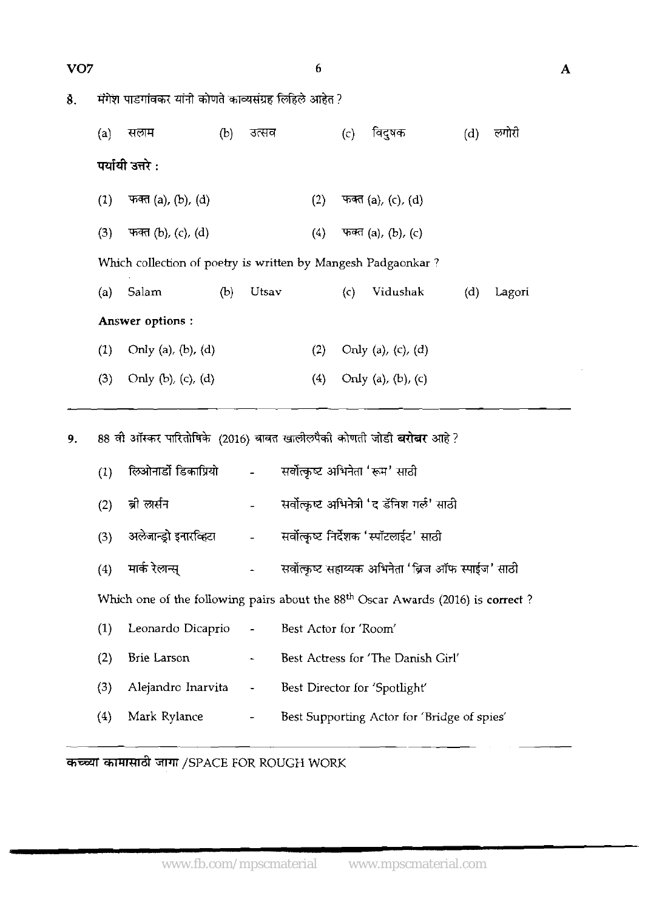8. मंगेश पाडगांवकर यांनी कोणते काव्यसंग्रह लिहिले आहेत ?

(a) सलाम (b) उत्सव (c) विदुषक (d) लगोरी

**पर्यायी उत्तरे :**

(1) फक्त (a), (b), (d) (2) फक्त (a), (c), (d)

(3) फक्त (b), (c), (d) (4) फक्त (a), (b), (c)

Which collection of poetry is written by Mangesh Padgaonkar ?

(a) Salam (b) Utsav (c) Vidushak (d) Lagori

**Answer options :**

(1) Only (a), (b), (d) (2) Only (a), (c), (d)

(3) Only (b), (c), (d) (4) Only (a), (b), (c)

---

9. 88 वी ऑस्कर पारितोषिके (2016) बाबत खालीलपैकी कोणती जोडी **बरोबर** आहे ?

(1) लिओनार्डो डिकाप्रियो - सर्वोत्कृष्ट अभिनेता 'रूम' साठी

(2) ब्री लार्सन - सर्वोत्कृष्ट अभिनेत्री 'द डॅनिश गर्ल' साठी

(3) अलेजान्ड्रो इनारव्हिटा - सर्वोत्कृष्ट निर्देशक 'स्पॉटलाईट' साठी

(4) मार्क रेलान्स् - सर्वोत्कृष्ट सहाय्यक अभिनेता 'ब्रिज ऑफ स्पाईज' साठी

Which one of the following pairs about the 88th Oscar Awards (2016) is **correct** ?

(1) Leonardo Dicaprio - Best Actor for 'Room'

(2) Brie Larson - Best Actress for 'The Danish Girl'

(3) Alejandro Inarvita - Best Director for 'Spotlight'

(4) Mark Rylance - Best Supporting Actor for 'Bridge of spies'

कच्च्या कामासाठी जागा /SPACE FOR ROUGH WORK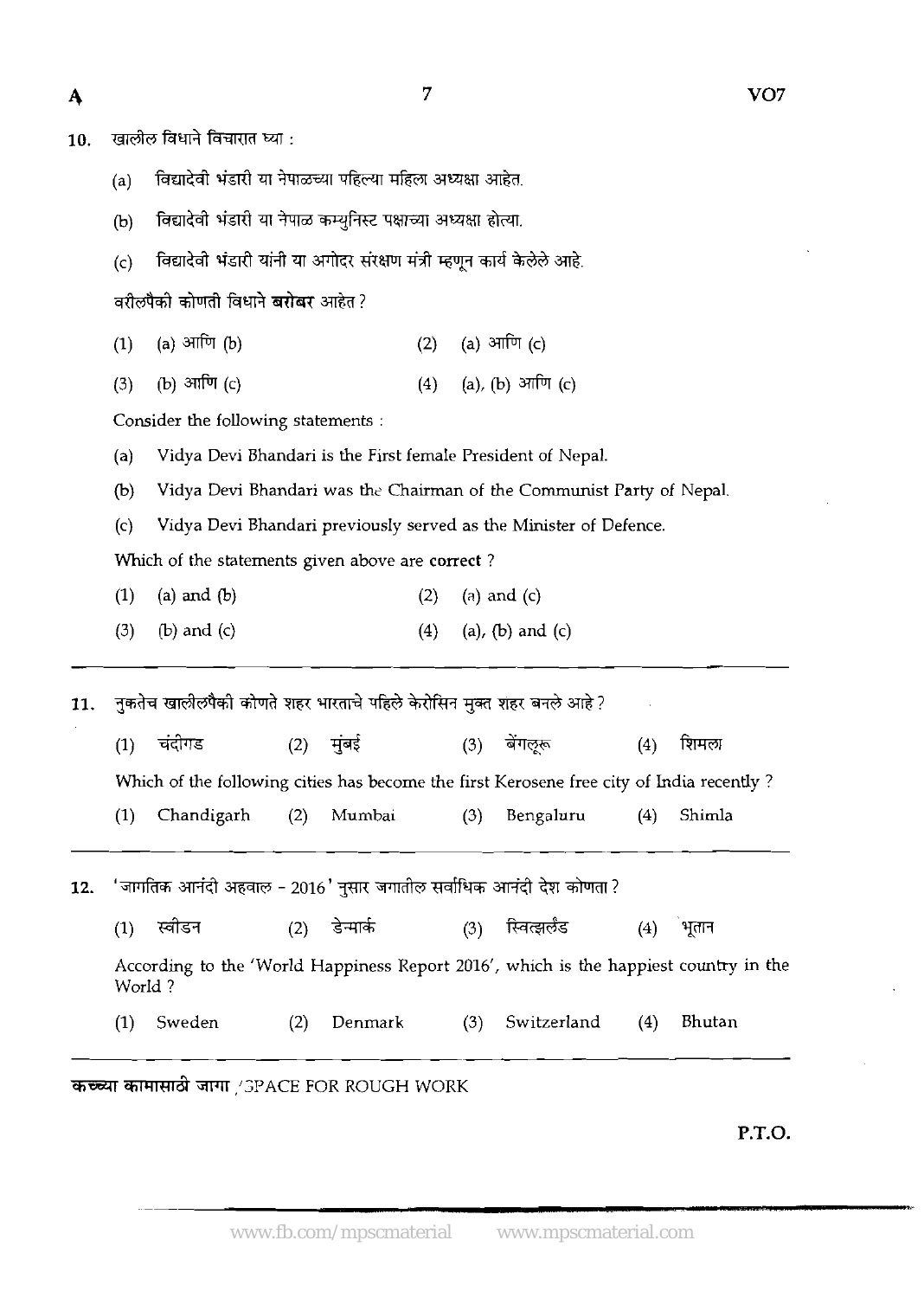10. खालील विधाने विचारात घ्या :

(a) विद्यादेवी भंडारी या नेपाळच्या पहिल्या महिला अध्यक्षा आहेत.

(b) विद्यादेवी भंडारी या नेपाळ कम्युनिस्ट पक्षाच्या अध्यक्षा होत्या.

(c) विद्यादेवी भंडारी यांनी या अगोदर संरक्षण मंत्री म्हणून कार्य केलेले आहे.

वरीलपैकी कोणती विधाने **बरोबर** आहेत ?

(1) (a) आणि (b)　　(2) (a) आणि (c)

(3) (b) आणि (c)　　(4) (a), (b) आणि (c)

Consider the following statements :

(a) Vidya Devi Bhandari is the First female President of Nepal.

(b) Vidya Devi Bhandari was the Chairman of the Communist Party of Nepal.

(c) Vidya Devi Bhandari previously served as the Minister of Defence.

Which of the statements given above are **correct** ?

(1) (a) and (b)　　(2) (a) and (c)

(3) (b) and (c)　　(4) (a), (b) and (c)

---

11. नुकतेच खालीलपैकी कोणते शहर भारताचे पहिले केरोसिन मुक्त शहर बनले आहे ?

(1) चंदीगड　　(2) मुंबई　　(3) बेंगलूरू　　(4) शिमला

Which of the following cities has become the first Kerosene free city of India recently ?

(1) Chandigarh　　(2) Mumbai　　(3) Bengaluru　　(4) Shimla

---

12. 'जागतिक आनंदी अहवाल - 2016' नुसार जगातील सर्वाधिक आनंदी देश कोणता ?

(1) स्वीडन　　(2) डेन्मार्क　　(3) स्वित्झर्लंड　　(4) भूतान

According to the 'World Happiness Report 2016', which is the happiest country in the World ?

(1) Sweden　　(2) Denmark　　(3) Switzerland　　(4) Bhutan

---

**कच्च्या कामासाठी जागा** /SPACE FOR ROUGH WORK

P.T.O.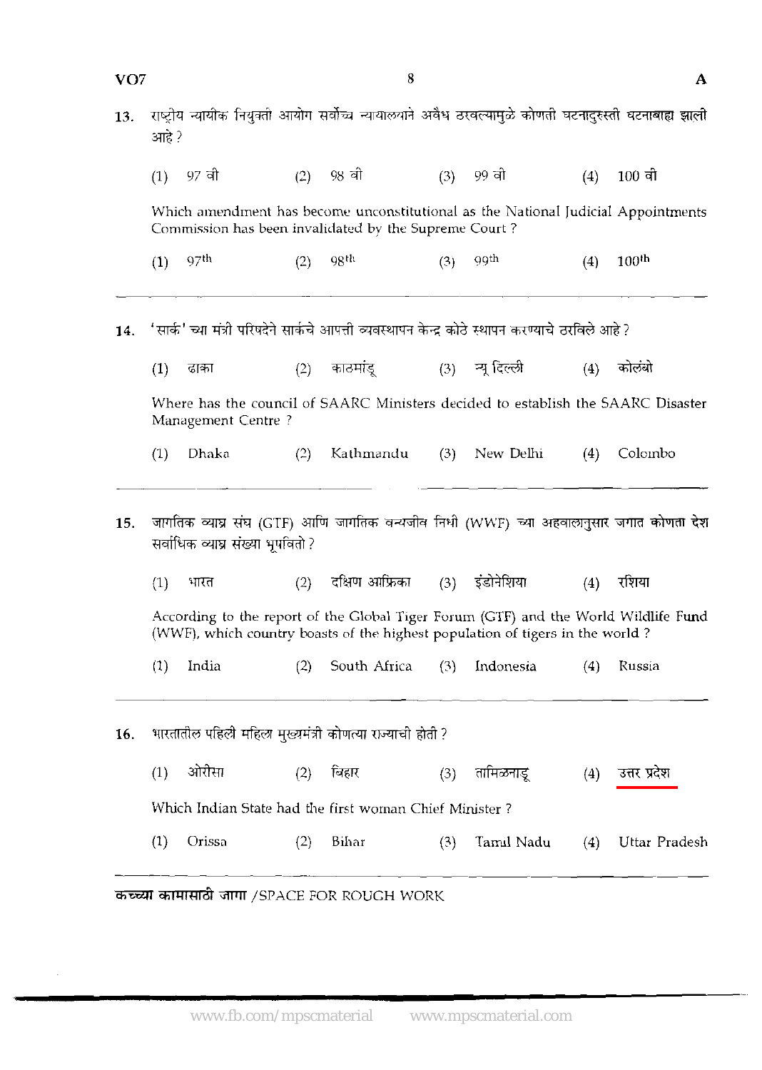13. राष्ट्रीय न्यायीक नियुक्ती आयोग सर्वोच्च न्यायालयाने अवैध ठरवल्यामुळे कोणती घटनादुरुस्ती घटनाबाह्य झाली आहे ?

    (1) 97 वी (2) 98 वी (3) 99 वी (4) 100 वी

    Which amendment has become unconstitutional as the National Judicial Appointments Commission has been invalidated by the Supreme Court ?

    (1) 97th (2) 98th (3) 99th (4) 100th

---

14. 'सार्क' च्या मंत्री परिषदेने सार्कचे आपत्ती व्यवस्थापन केन्द्र कोठे स्थापन करण्याचे ठरविले आहे ?

    (1) ढाका (2) काठमांडू (3) न्यू दिल्ली (4) कोलंबो

    Where has the council of SAARC Ministers decided to establish the SAARC Disaster Management Centre ?

    (1) Dhaka (2) Kathmandu (3) New Delhi (4) Colombo

---

15. जागतिक व्याघ्र संघ (GTF) आणि जागतिक वन्यजीव निधी (WWF) च्या अहवालानुसार जगात कोणता देश सर्वाधिक व्याघ्र संख्या भूषवितो ?

    (1) भारत (2) दक्षिण आफ्रिका (3) इंडोनेशिया (4) रशिया

    According to the report of the Global Tiger Forum (GTF) and the World Wildlife Fund (WWF), which country boasts of the highest population of tigers in the world ?

    (1) India (2) South Africa (3) Indonesia (4) Russia

---

16. भारतातील पहिली महिला मुख्यमंत्री कोणत्या राज्याची होती ?

    (1) ओरीसा (2) बिहार (3) तामिळनाडू (4) उत्तर प्रदेश

    Which Indian State had the first woman Chief Minister ?

    (1) Orissa (2) Bihar (3) Tamil Nadu (4) Uttar Pradesh

---

कच्च्या कामासाठी जागा /SPACE FOR ROUGH WORK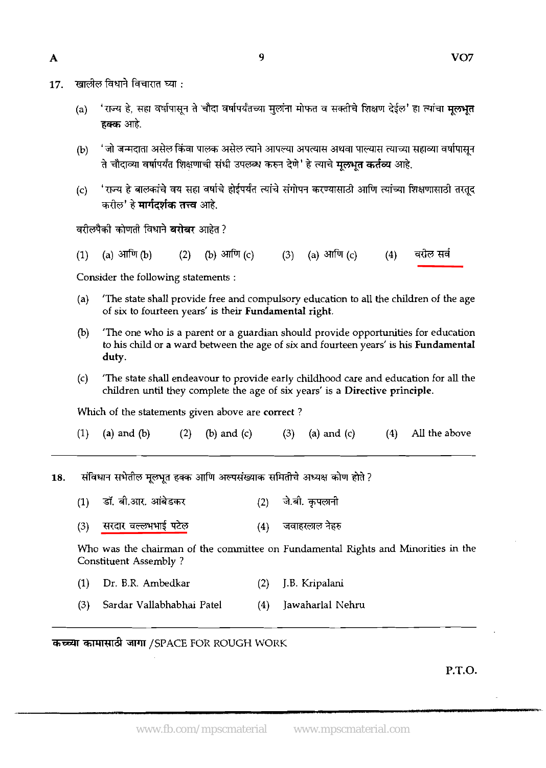17. खालील विधाने विचारात घ्या :

(a) 'राज्य हे, सहा वर्षापासून ते चौदा वर्षापर्यंतच्या मुलांना मोफत व सक्तीचे शिक्षण देईल' हा त्यांचा **मूलभूत हक्क** आहे.

(b) 'जो जन्मदाता असेल किंवा पालक असेल त्याने आपल्या अपत्यास अथवा पाल्यास त्याच्या सहाव्या वर्षापासून ते चौदाव्या वर्षापर्यंत शिक्षणाची संधी उपलब्ध करुन देणे' हे त्याचे **मूलभूत कर्तव्य** आहे.

(c) 'राज्य हे बालकांचे वय सहा वर्षाचे होईपर्यंत त्यांचे संगोपन करण्यासाठी आणि त्यांच्या शिक्षणासाठी तरतूद करील' हे **मार्गदर्शक तत्त्व** आहे.

वरीलपैकी कोणती विधाने **बरोबर** आहेत ?

(1) (a) आणि (b) (2) (b) आणि (c) (3) (a) आणि (c) (4) वरील सर्व

Consider the following statements :

(a) 'The state shall provide free and compulsory education to all the children of the age of six to fourteen years' is their **Fundamental right**.

(b) 'The one who is a parent or a guardian should provide opportunities for education to his child or a ward between the age of six and fourteen years' is his **Fundamental duty**.

(c) 'The state shall endeavour to provide early childhood care and education for all the children until they complete the age of six years' is a **Directive principle**.

Which of the statements given above are **correct** ?

(1) (a) and (b) (2) (b) and (c) (3) (a) and (c) (4) All the above

---

18. संविधान सभेतील मूलभूत हक्क आणि अल्पसंख्याक समितीचे अध्यक्ष कोण होते ?

(1) डॉ. बी.आर. आंबेडकर (2) जे.बी. कृपलानी

(3) सरदार वल्लभभाई पटेल (4) जवाहरलाल नेहरु

Who was the chairman of the committee on Fundamental Rights and Minorities in the Constituent Assembly ?

(1) Dr. B.R. Ambedkar (2) J.B. Kripalani

(3) Sardar Vallabhbhai Patel (4) Jawaharlal Nehru

---

कच्च्या कामासाठी जागा /SPACE FOR ROUGH WORK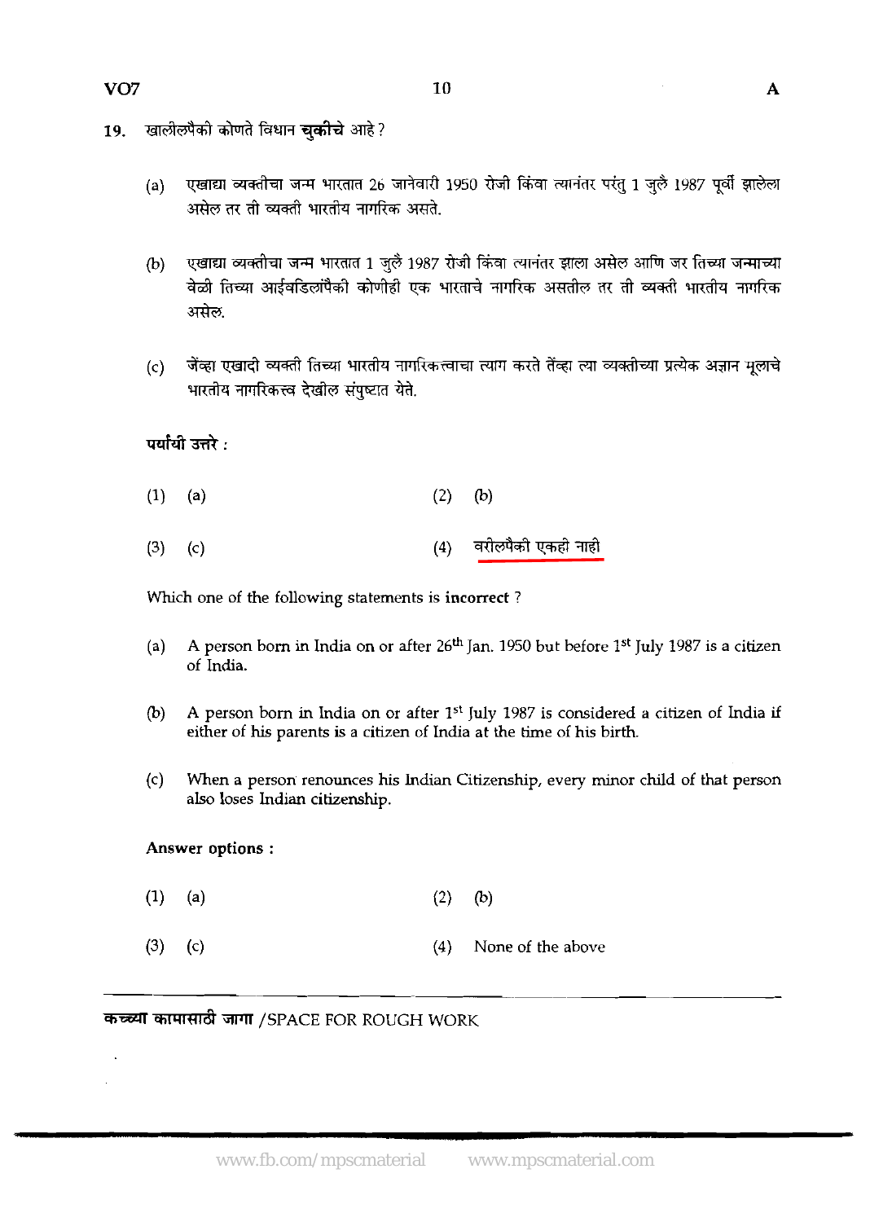19. खालीलपैकी कोणते विधान **चुकीचे** आहे ?

(a) एखाद्या व्यक्तीचा जन्म भारतात 26 जानेवारी 1950 रोजी किंवा त्यानंतर परंतु 1 जुलै 1987 पूर्वी झालेला असेल तर ती व्यक्ती भारतीय नागरिक असते.

(b) एखाद्या व्यक्तीचा जन्म भारतात 1 जुलै 1987 रोजी किंवा त्यानंतर झाला असेल आणि जर तिच्या जन्माच्या वेळी तिच्या आईवडिलांपैकी कोणीही एक भारताचे नागरिक असतील तर ती व्यक्ती भारतीय नागरिक असेल.

(c) जेंव्हा एखादी व्यक्ती तिच्या भारतीय नागरिकत्वाचा त्याग करते तेंव्हा त्या व्यक्तीच्या प्रत्येक अज्ञान मूलाचे भारतीय नागरिकत्व देखील संपुष्टात येते.

**पर्यायी उत्तरे :**

(1) (a) (2) (b)

(3) (c) (4) वरीलपैकी एकही नाही

Which one of the following statements is **incorrect** ?

(a) A person born in India on or after 26th Jan. 1950 but before 1st July 1987 is a citizen of India.

(b) A person born in India on or after 1st July 1987 is considered a citizen of India if either of his parents is a citizen of India at the time of his birth.

(c) When a person renounces his Indian Citizenship, every minor child of that person also loses Indian citizenship.

**Answer options :**

(1) (a) (2) (b)

(3) (c) (4) None of the above

---

**कच्च्या कामासाठी जागा** /SPACE FOR ROUGH WORK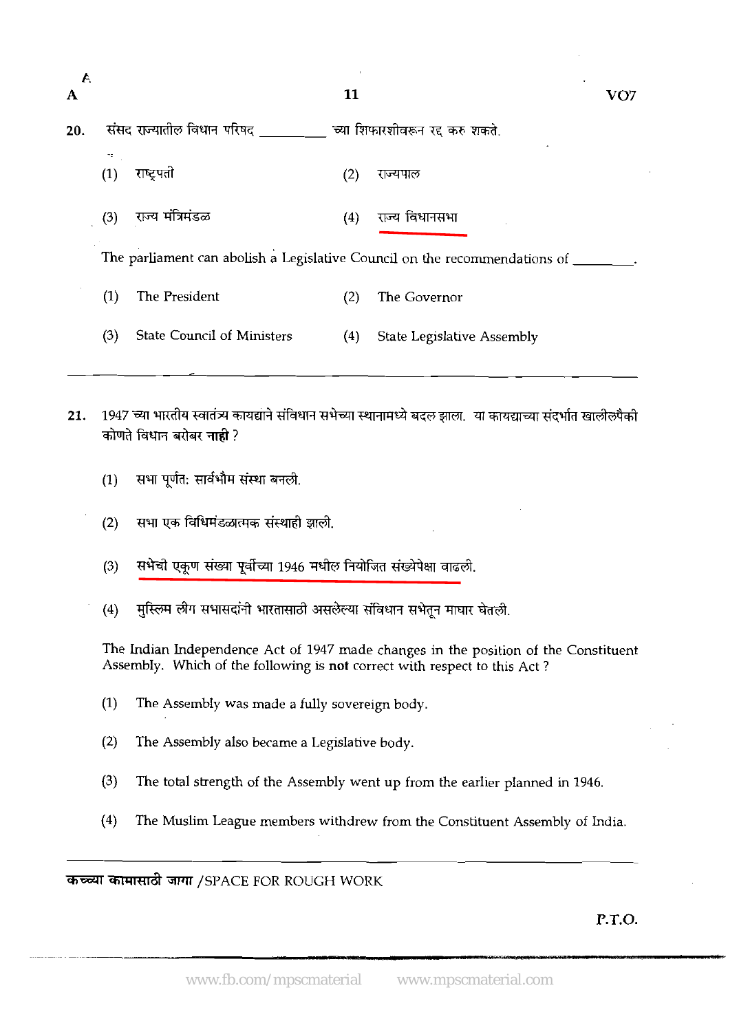20. संसद राज्यातील विधान परिषद ________ च्या शिफारशीवरून रद्द करु शकते.

(1) राष्ट्रपती
(2) राज्यपाल
(3) राज्य मंत्रिमंडळ
(4) राज्य विधानसभा

The parliament can abolish a Legislative Council on the recommendations of ________.

(1) The President
(2) The Governor
(3) State Council of Ministers
(4) State Legislative Assembly

---

21. 1947 च्या भारतीय स्वातंत्र्य कायद्याने संविधान सभेच्या स्थानामध्ये बदल झाला. या कायद्याच्या संदर्भात खालीलपैकी कोणते विधान बरोबर **नाही** ?

(1) सभा पूर्णत: सार्वभौम संस्था बनली.
(2) सभा एक विधिमंडळात्मक संस्थाही झाली.
(3) सभेची एकूण संख्या पूर्वीच्या 1946 मधील नियोजित संख्येपेक्षा वाढली.
(4) मुस्लिम लीग सभासदांनी भारतासाठी असलेल्या संविधान सभेतून माघार घेतली.

The Indian Independence Act of 1947 made changes in the position of the Constituent Assembly. Which of the following is **not** correct with respect to this Act ?

(1) The Assembly was made a fully sovereign body.
(2) The Assembly also became a Legislative body.
(3) The total strength of the Assembly went up from the earlier planned in 1946.
(4) The Muslim League members withdrew from the Constituent Assembly of India.

---

कच्च्या कामासाठी जागा /SPACE FOR ROUGH WORK

P.T.O.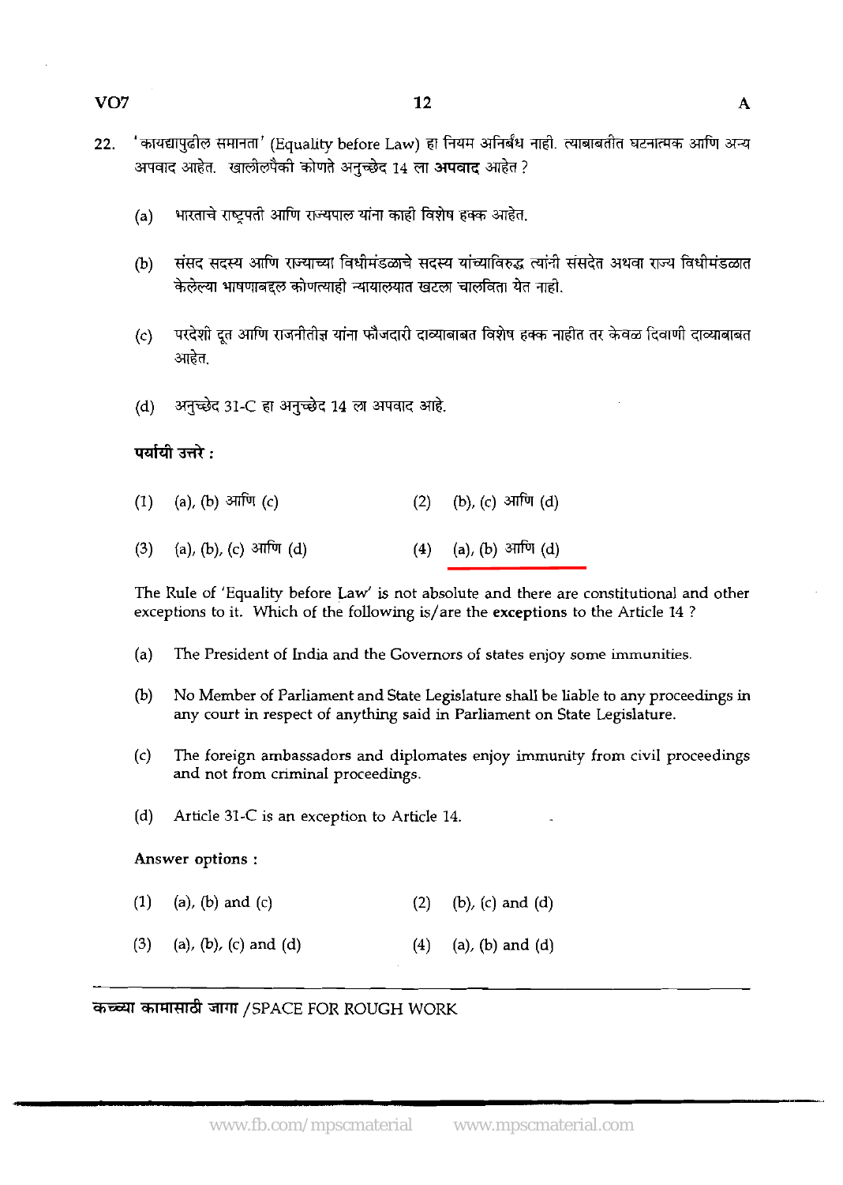22. 'कायद्यापुढील समानता' (Equality before Law) हा नियम अनिर्बंध नाही. त्याबाबतीत घटनात्मक आणि अन्य अपवाद आहेत. खालीलपैकी कोणते अनुच्छेद 14 ला **अपवाद** आहेत ?

    (a) भारताचे राष्ट्रपती आणि राज्यपाल यांना काही विशेष हक्क आहेत.

    (b) संसद सदस्य आणि राज्याच्या विधीमंडळाचे सदस्य यांच्याविरुद्ध त्यांनी संसदेत अथवा राज्य विधीमंडळात केलेल्या भाषणाबद्दल कोणत्याही न्यायालयात खटला चालविता येत नाही.

    (c) परदेशी दूत आणि राजनीतीज्ञ यांना फौजदारी दाव्याबाबत विशेष हक्क नाहीत तर केवळ दिवाणी दाव्याबाबत आहेत.

    (d) अनुच्छेद 31-C हा अनुच्छेद 14 ला अपवाद आहे.

    **पर्यायी उत्तरे :**

    (1) (a), (b) आणि (c)  (2) (b), (c) आणि (d)

    (3) (a), (b), (c) आणि (d)  (4) (a), (b) आणि (d)

    The Rule of 'Equality before Law' is not absolute and there are constitutional and other exceptions to it. Which of the following is/are the **exceptions** to the Article 14 ?

    (a) The President of India and the Governors of states enjoy some immunities.

    (b) No Member of Parliament and State Legislature shall be liable to any proceedings in any court in respect of anything said in Parliament on State Legislature.

    (c) The foreign ambassadors and diplomates enjoy immunity from civil proceedings and not from criminal proceedings.

    (d) Article 31-C is an exception to Article 14.

    **Answer options :**

    (1) (a), (b) and (c)  (2) (b), (c) and (d)

    (3) (a), (b), (c) and (d)  (4) (a), (b) and (d)

**कच्च्या कामासाठी जागा /SPACE FOR ROUGH WORK**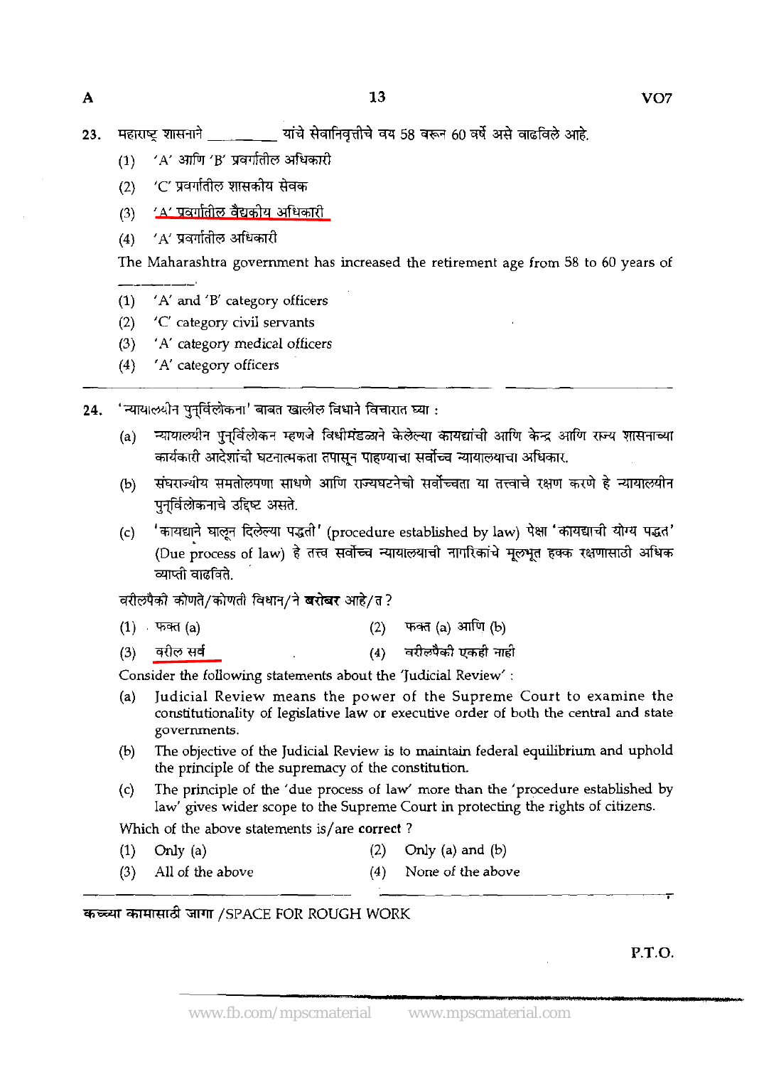23. महाराष्ट्र शासनाने ________ यांचे सेवानिवृत्तीचे वय 58 वरून 60 वर्षे असे वाढविले आहे.

(1) 'A' आणि 'B' प्रवर्गातील अधिकारी

(2) 'C' प्रवर्गातील शासकीय सेवक

(3) 'A' प्रवर्गातील वैद्यकीय अधिकारी

(4) 'A' प्रवर्गातील अधिकारी

The Maharashtra government has increased the retirement age from 58 to 60 years of ________.

(1) 'A' and 'B' category officers

(2) 'C' category civil servants

(3) 'A' category medical officers

(4) 'A' category officers

---

24. 'न्यायालयीन पुनर्विलोकना' बाबत खालील विधाने विचारात घ्या :

(a) न्यायालयीन पुनर्विलोकन म्हणजे विधीमंडळाने केलेल्या कायद्यांची आणि केन्द्र आणि राज्य शासनाच्या कार्यकारी आदेशांची घटनात्मकता तपासून पाहण्याचा सर्वोच्च न्यायालयाचा अधिकार.

(b) संघराज्यीय समतोलपणा साधणे आणि राज्यघटनेची सर्वोच्चता या तत्त्वाचे रक्षण करणे हे न्यायालयीन पुनर्विलोकनाचे उद्दिष्ट असते.

(c) 'कायद्याने घालून दिलेल्या पद्धती' (procedure established by law) पेक्षा 'कायद्याची योग्य पद्धत' (Due process of law) हे तत्त्व सर्वोच्च न्यायालयाची नागरिकांचे मूलभूत हक्क रक्षणासाठी अधिक व्याप्ती वाढविते.

वरीलपैकी कोणते/कोणती विधान/ने **बरोबर** आहे/त ?

(1) फक्त (a)  (2) फक्त (a) आणि (b)

(3) वरील सर्व  (4) वरीलपैकी एकही नाही

Consider the following statements about the 'Judicial Review' :

(a) Judicial Review means the power of the Supreme Court to examine the constitutionality of legislative law or executive order of both the central and state governments.

(b) The objective of the Judicial Review is to maintain federal equilibrium and uphold the principle of the supremacy of the constitution.

(c) The principle of the 'due process of law' more than the 'procedure established by law' gives wider scope to the Supreme Court in protecting the rights of citizens.

Which of the above statements is/are **correct** ?

(1) Only (a)  (2) Only (a) and (b)

(3) All of the above  (4) None of the above

कच्च्या कामासाठी जागा /SPACE FOR ROUGH WORK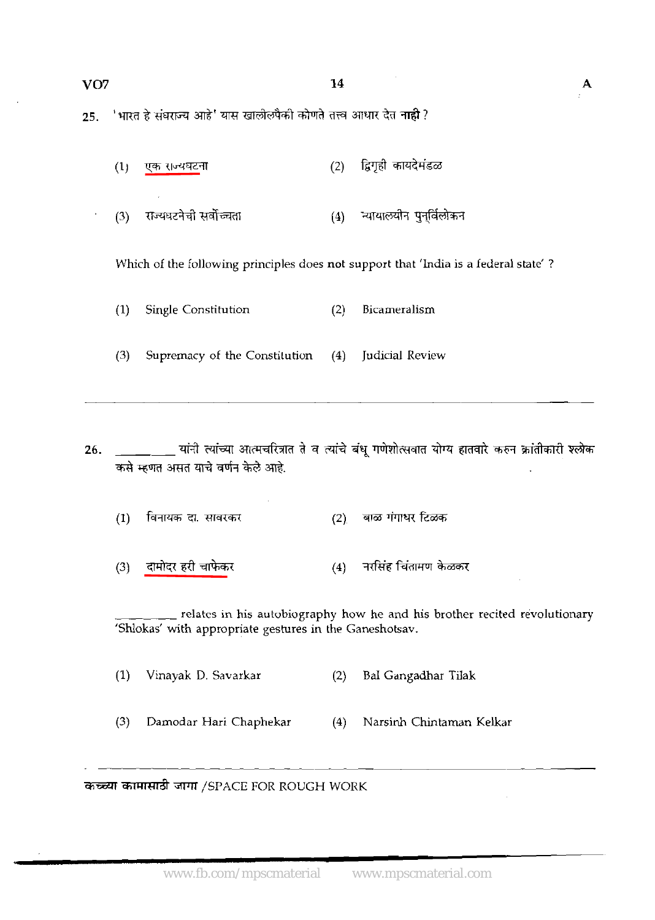25. 'भारत हे संघराज्य आहे' यास खालीलपैकी कोणते तत्त्व आधार देत **नाही** ?

(1) एक राज्यघटना (2) द्विगृही कायदेमंडळ

(3) राज्यघटनेची सर्वोच्चता (4) न्यायालयीन पुनर्विलोकन

Which of the following principles does **not** support that 'India is a federal state' ?

(1) Single Constitution (2) Bicameralism

(3) Supremacy of the Constitution (4) Judicial Review

---

26. ________ यांनी त्यांच्या आत्मचरित्रात ते व त्यांचे बंधू गणेशोत्सवात योग्य हातवारे करुन क्रांतीकारी श्लोक कसे म्हणत असत याचे वर्णन केले आहे.

(1) विनायक दा. सावरकर (2) बाळ गंगाधर टिळक

(3) दामोदर हरी चाफेकर (4) नरसिंह चिंतामण केळकर

________ relates in his autobiography how he and his brother recited revolutionary 'Shlokas' with appropriate gestures in the Ganeshotsav.

(1) Vinayak D. Savarkar (2) Bal Gangadhar Tilak

(3) Damodar Hari Chaphekar (4) Narsinh Chintaman Kelkar

---

कच्च्या कामासाठी जागा /SPACE FOR ROUGH WORK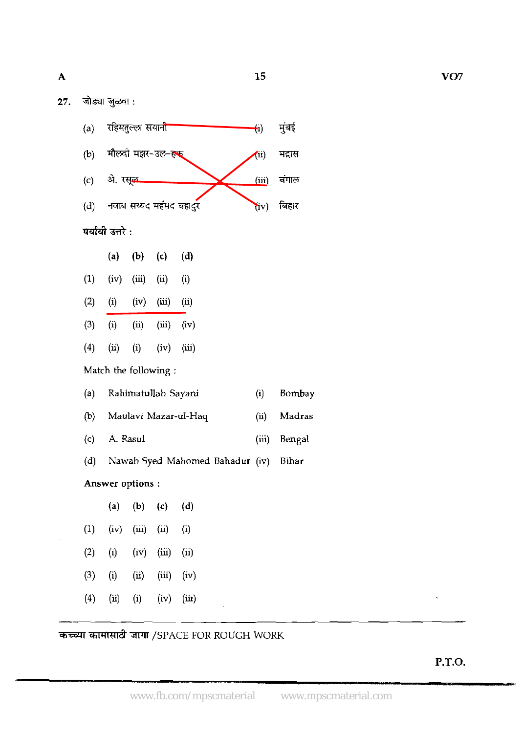27. जोड्या जुळवा :

(a) रहिमतुल्ला सयानी (i) मुंबई

(b) मौलवी मझर-उल-हक (ii) मद्रास

(c) अे. रसूल (iii) बंगाल

(d) नवाब सय्यद महंमद बहादुर (iv) बिहार

**पर्यायी उत्तरे :**

| | (a) | (b) | (c) | (d) |
|---|---|---|---|---|
| (1) | (iv) | (iii) | (ii) | (i) |
| (2) | (i) | (iv) | (iii) | (ii) |
| (3) | (i) | (ii) | (iii) | (iv) |
| (4) | (ii) | (i) | (iv) | (iii) |

Match the following :

(a) Rahimatullah Sayani (i) Bombay

(b) Maulavi Mazar-ul-Haq (ii) Madras

(c) A. Rasul (iii) Bengal

(d) Nawab Syed Mahomed Bahadur (iv) Bihar

**Answer options :**

| | (a) | (b) | (c) | (d) |
|---|---|---|---|---|
| (1) | (iv) | (iii) | (ii) | (i) |
| (2) | (i) | (iv) | (iii) | (ii) |
| (3) | (i) | (ii) | (iii) | (iv) |
| (4) | (ii) | (i) | (iv) | (iii) |

कच्च्या कामासाठी जागा /SPACE FOR ROUGH WORK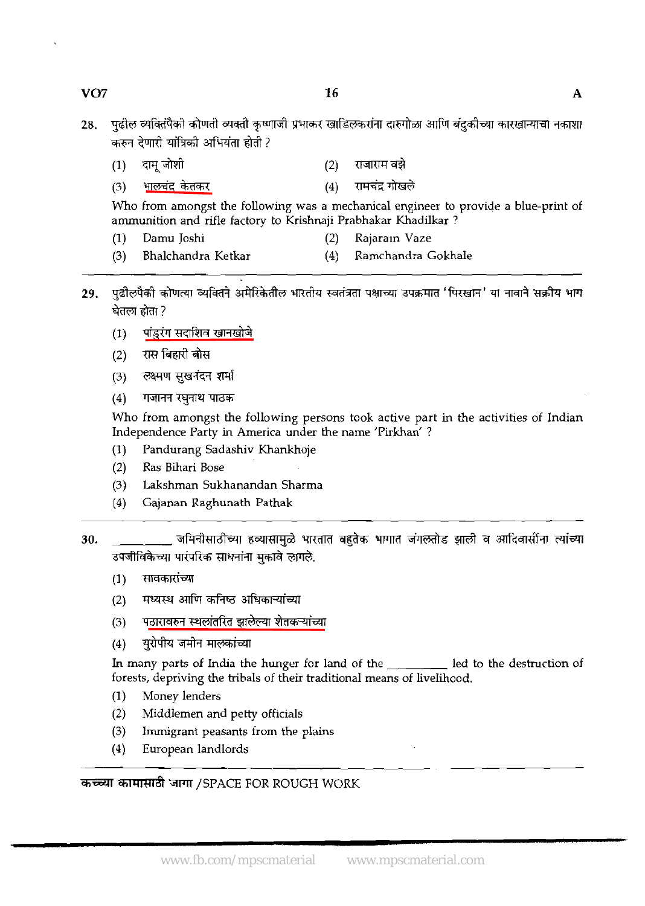28. पुढील व्यक्तिंपैकी कोणती व्यक्ती कृष्णाजी प्रभाकर खाडिलकरांना दारुगोळा आणि बंदुकीच्या कारखान्याचा नकाशा करुन देणारी यांत्रिकी अभियंता होती ?

    (1) दामू जोशी
    (2) राजाराम वझे
    (3) भालचंद्र केतकर
    (4) रामचंद्र गोखले

    Who from amongst the following was a mechanical engineer to provide a blue-print of ammunition and rifle factory to Krishnaji Prabhakar Khadilkar ?

    (1) Damu Joshi
    (2) Rajaram Vaze
    (3) Bhalchandra Ketkar
    (4) Ramchandra Gokhale

---

29. पुढीलपैकी कोणत्या व्यक्तिने अमेरिकेतील भारतीय स्वतंत्रता पक्षाच्या उपक्रमात 'पिरखान' या नावाने सक्रीय भाग घेतला होता ?

    (1) पांडुरंग सदाशिव खानखोजे
    (2) रास बिहारी बोस
    (3) लक्ष्मण सुखनंदन शर्मा
    (4) गजानन रघुनाथ पाठक

    Who from amongst the following persons took active part in the activities of Indian Independence Party in America under the name 'Pirkhan' ?

    (1) Pandurang Sadashiv Khankhoje
    (2) Ras Bihari Bose
    (3) Lakshman Sukhanandan Sharma
    (4) Gajanan Raghunath Pathak

---

30. _________ जमिनीसाठीच्या हव्यासामुळे भारतात बहुतेक भागात जंगलतोड झाली व आदिवासींना त्यांच्या उपजीविकेच्या पारंपरिक साधनांना मुकावे लागले.

    (1) सावकारांच्या
    (2) मध्यस्थ आणि कनिष्ठ अधिकाऱ्यांच्या
    (3) पठारावरुन स्थलांतरित झालेल्या शेतकऱ्यांच्या
    (4) युरोपीय जमीन मालकांच्या

    In many parts of India the hunger for land of the _________ led to the destruction of forests, depriving the tribals of their traditional means of livelihood.

    (1) Money lenders
    (2) Middlemen and petty officials
    (3) Immigrant peasants from the plains
    (4) European landlords

कच्च्या कामासाठी जागा /SPACE FOR ROUGH WORK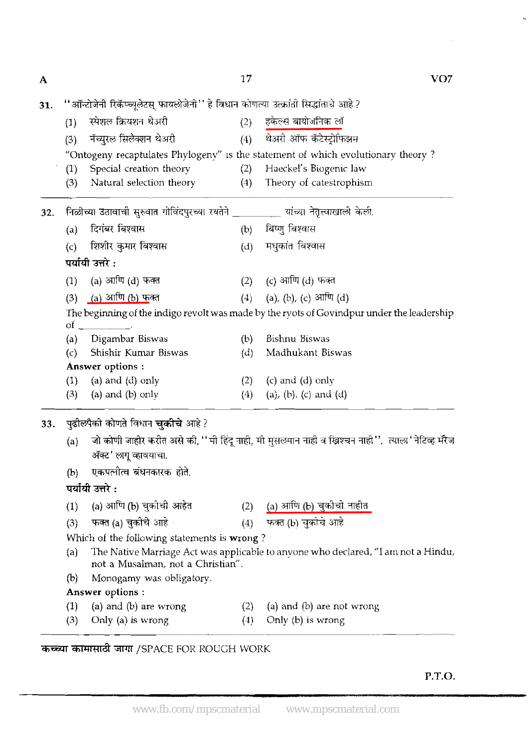31. "ऑन्टोजेनी रिकॅप्च्यूलेटस् फायलोजेनी" हे विधान कोणत्या उत्क्रांती सिद्धांताचे आहे ?

(1) स्पेशल क्रियशन थेअरी
(2) हकेल्स बायोजनिक लॉ
(3) नॅच्युरल सिलेक्शन थेअरी
(4) थेअरी ऑफ कॅटॅस्ट्रोफिझम

"Ontogeny recaptulates Phylogeny" is the statement of which evolutionary theory ?

(1) Special creation theory
(2) Haeckel's Biogenic law
(3) Natural selection theory
(4) Theory of catestrophism

---

32. निळीच्या उठावाची सुरुवात गोविंदपुरच्या रयतेने ________ यांच्या नेतृत्वाखाली केली.

(a) दिगंबर बिश्वास
(b) बिष्णु बिश्वास
(c) शिशीर कुमार बिश्वास
(d) मधुकांत बिश्वास

**पर्यायी उत्तरे :**

(1) (a) आणि (d) फक्त
(2) (c) आणि (d) फक्त
(3) (a) आणि (b) फक्त
(4) (a), (b), (c) आणि (d)

The beginning of the indigo revolt was made by the ryots of Govindpur under the leadership of ________.

(a) Digambar Biswas
(b) Bishnu Biswas
(c) Shishir Kumar Biswas
(d) Madhukant Biswas

**Answer options :**

(1) (a) and (d) only
(2) (c) and (d) only
(3) (a) and (b) only
(4) (a), (b), (c) and (d)

---

33. पुढीलपैकी कोणते विधान **चुकीचे** आहे ?

(a) जो कोणी जाहीर करीत असे की, "मी हिंदू नाही, मी मुसलमान नाही व ख्रिश्चन नाही". त्याला 'नेटिव्ह मॅरेज ॲक्ट' लागू व्हावयाचा.
(b) एकपत्नीत्व बंधनकारक होते.

**पर्यायी उत्तरे :**

(1) (a) आणि (b) चुकीची आहेत
(2) (a) आणि (b) चुकीची नाहीत
(3) फक्त (a) चुकीचे आहे
(4) फक्त (b) चुकीचे आहे

Which of the following statements is **wrong** ?

(a) The Native Marriage Act was applicable to anyone who declared, "I am not a Hindu, not a Musalman, not a Christian".
(b) Monogamy was obligatory.

**Answer options :**

(1) (a) and (b) are wrong
(2) (a) and (b) are not wrong
(3) Only (a) is wrong
(4) Only (b) is wrong

**कच्च्या कामासाठी जागा** /SPACE FOR ROUGH WORK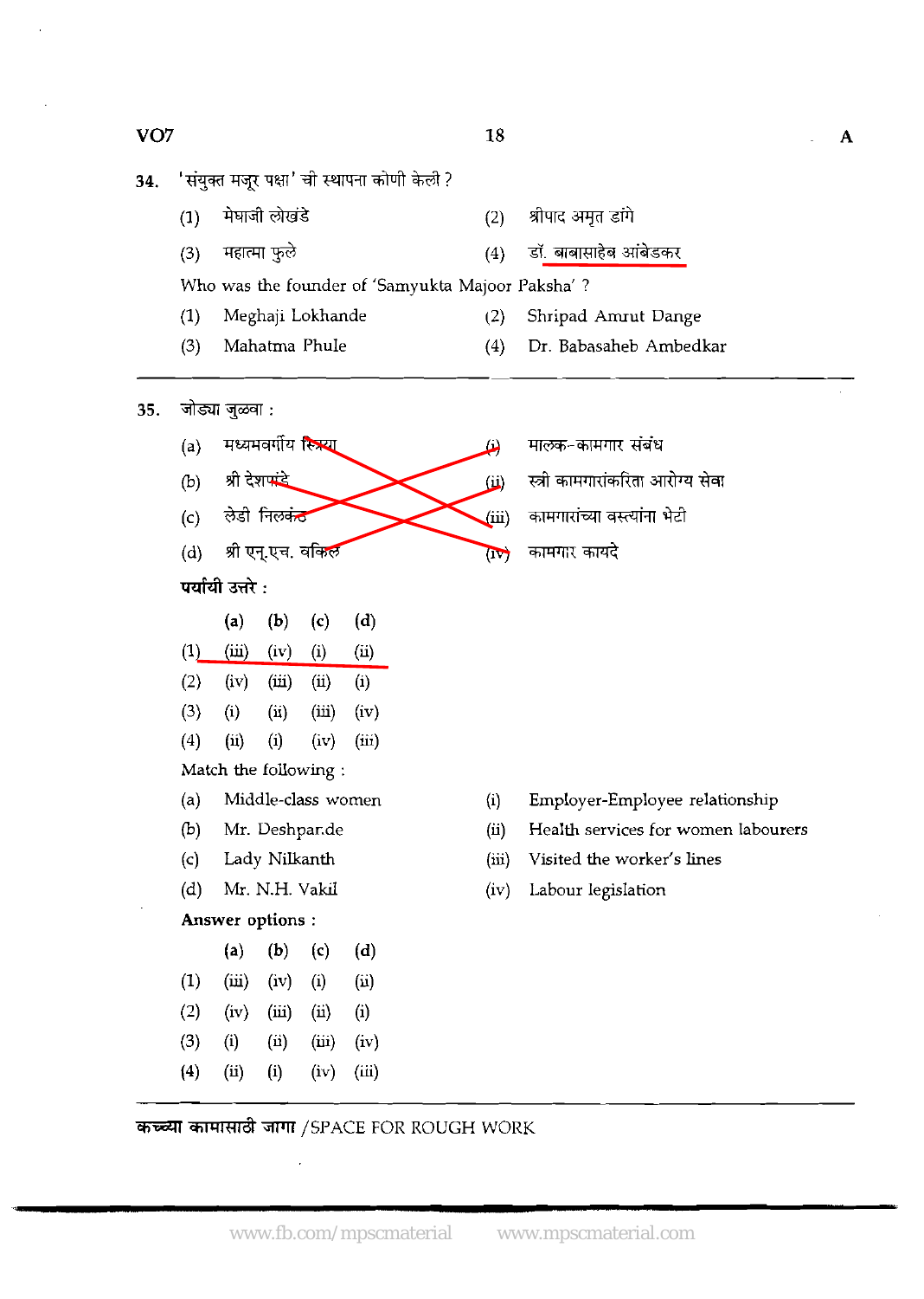**34.** 'संयुक्त मजूर पक्षा' ची स्थापना कोणी केली ?

(1) मेघाजी लोखंडे  (2) श्रीपाद अमृत डांगे

(3) महात्मा फुले  (4) डॉ. बाबासाहेब आंबेडकर

Who was the founder of 'Samyukta Majoor Paksha' ?

(1) Meghaji Lokhande  (2) Shripad Amrut Dange

(3) Mahatma Phule  (4) Dr. Babasaheb Ambedkar

---

**35.** जोड्या जुळवा :

(a) मध्यमवर्गीय स्त्रिया  (i) मालक-कामगार संबंध

(b) श्री देशपांडे  (ii) स्त्री कामगारांकरिता आरोग्य सेवा

(c) लेडी निलकंठ  (iii) कामगारांच्या वस्त्यांना भेटी

(d) श्री एन्.एच. वकिल  (iv) कामगार कायदे

**पर्यायी उत्तरे :**

| | (a) | (b) | (c) | (d) |
|---|---|---|---|---|
| (1) | (iii) | (iv) | (i) | (ii) |
| (2) | (iv) | (iii) | (ii) | (i) |
| (3) | (i) | (ii) | (iii) | (iv) |
| (4) | (ii) | (i) | (iv) | (iii) |

Match the following :

(a) Middle-class women  (i) Employer-Employee relationship

(b) Mr. Deshpande  (ii) Health services for women labourers

(c) Lady Nilkanth  (iii) Visited the worker's lines

(d) Mr. N.H. Vakil  (iv) Labour legislation

**Answer options :**

| | (a) | (b) | (c) | (d) |
|---|---|---|---|---|
| (1) | (iii) | (iv) | (i) | (ii) |
| (2) | (iv) | (iii) | (ii) | (i) |
| (3) | (i) | (ii) | (iii) | (iv) |
| (4) | (ii) | (i) | (iv) | (iii) |

---

**कच्च्या कामासाठी जागा** /SPACE FOR ROUGH WORK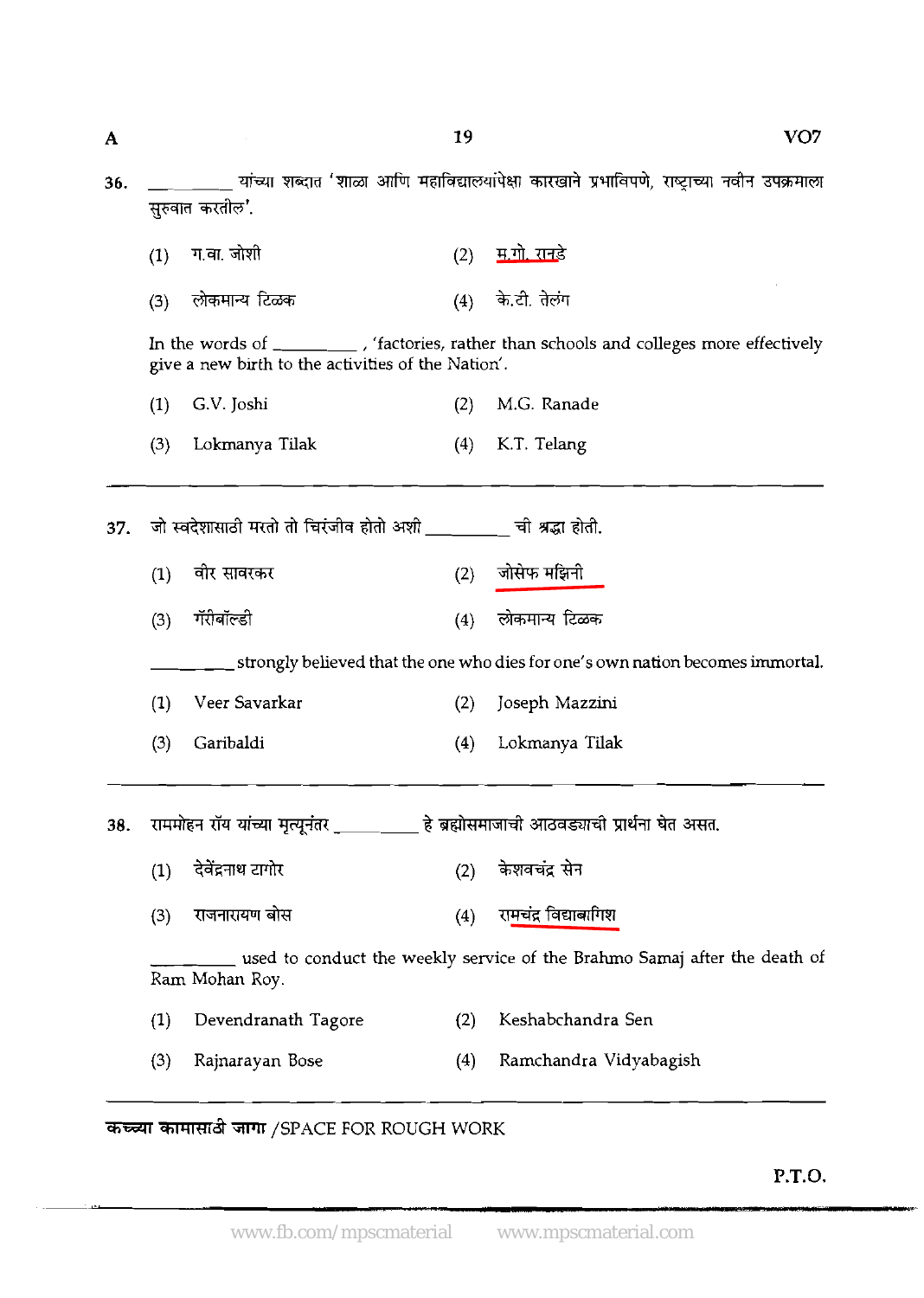36. ________ यांच्या शब्दात 'शाळा आणि महाविद्यालयांपेक्षा कारखाने प्रभाविपणे, राष्ट्राच्या नवीन उपक्रमाला सुरुवात करतील'.

(1) ग.वा. जोशी (2) म.गो. रानडे

(3) लोकमान्य टिळक (4) के.टी. तेलंग

In the words of ________ , 'factories, rather than schools and colleges more effectively give a new birth to the activities of the Nation'.

(1) G.V. Joshi (2) M.G. Ranade

(3) Lokmanya Tilak (4) K.T. Telang

---

37. जो स्वदेशासाठी मरतो तो चिरंजीव होतो अशी ________ ची श्रद्धा होती.

(1) वीर सावरकर (2) जोसेफ मझिनी

(3) गॅरीबॉल्डी (4) लोकमान्य टिळक

________ strongly believed that the one who dies for one's own nation becomes immortal.

(1) Veer Savarkar (2) Joseph Mazzini

(3) Garibaldi (4) Lokmanya Tilak

---

38. राममोहन रॉय यांच्या मृत्यूनंतर ________ हे ब्रह्मोसमाजाची आठवड्याची प्रार्थना घेत असत.

(1) देवेंद्रनाथ टागोर (2) केशवचंद्र सेन

(3) राजनारायण बोस (4) रामचंद्र विद्याबागिश

________ used to conduct the weekly service of the Brahmo Samaj after the death of Ram Mohan Roy.

(1) Devendranath Tagore (2) Keshabchandra Sen

(3) Rajnarayan Bose (4) Ramchandra Vidyabagish

---

कच्च्या कामासाठी जागा /SPACE FOR ROUGH WORK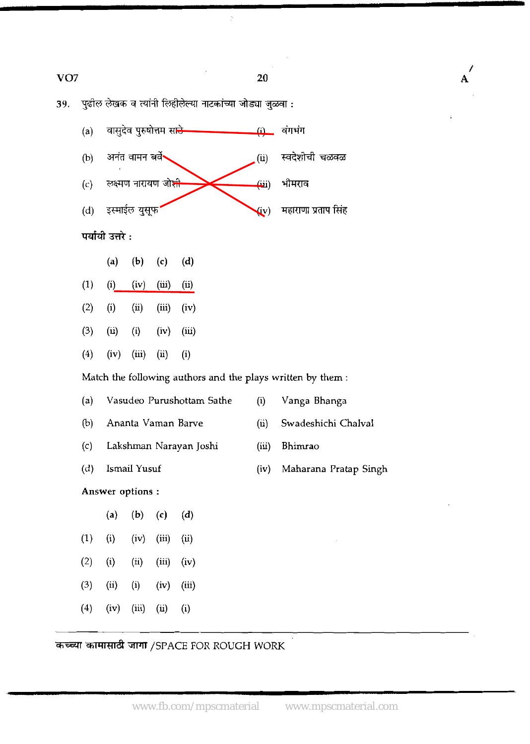39. पुढील लेखक व त्यांनी लिहीलेल्या नाटकांच्या जोड्या जुळवा :

| | | | |
|---|---|---|---|
| (a) | वासुदेव पुरुषोत्तम साठे | (i) | वंगभंग |
| (b) | अनंत वामन बर्वे | (ii) | स्वदेशीची चळवळ |
| (c) | लक्ष्मण नारायण जोशी | (iii) | भीमराव |
| (d) | इस्माईल युसूफ | (iv) | महाराणा प्रताप सिंह |

**पर्यायी उत्तरे :**

| | (a) | (b) | (c) | (d) |
|---|---|---|---|---|
| (1) | (i) | (iv) | (iii) | (ii) |
| (2) | (i) | (ii) | (iii) | (iv) |
| (3) | (ii) | (i) | (iv) | (iii) |
| (4) | (iv) | (iii) | (ii) | (i) |

Match the following authors and the plays written by them :

| | | | |
|---|---|---|---|
| (a) | Vasudeo Purushottam Sathe | (i) | Vanga Bhanga |
| (b) | Ananta Vaman Barve | (ii) | Swadeshichi Chalval |
| (c) | Lakshman Narayan Joshi | (iii) | Bhimrao |
| (d) | Ismail Yusuf | (iv) | Maharana Pratap Singh |

Answer options :

| | (a) | (b) | (c) | (d) |
|---|---|---|---|---|
| (1) | (i) | (iv) | (iii) | (ii) |
| (2) | (i) | (ii) | (iii) | (iv) |
| (3) | (ii) | (i) | (iv) | (iii) |
| (4) | (iv) | (iii) | (ii) | (i) |

कच्च्या कामासाठी जागा /SPACE FOR ROUGH WORK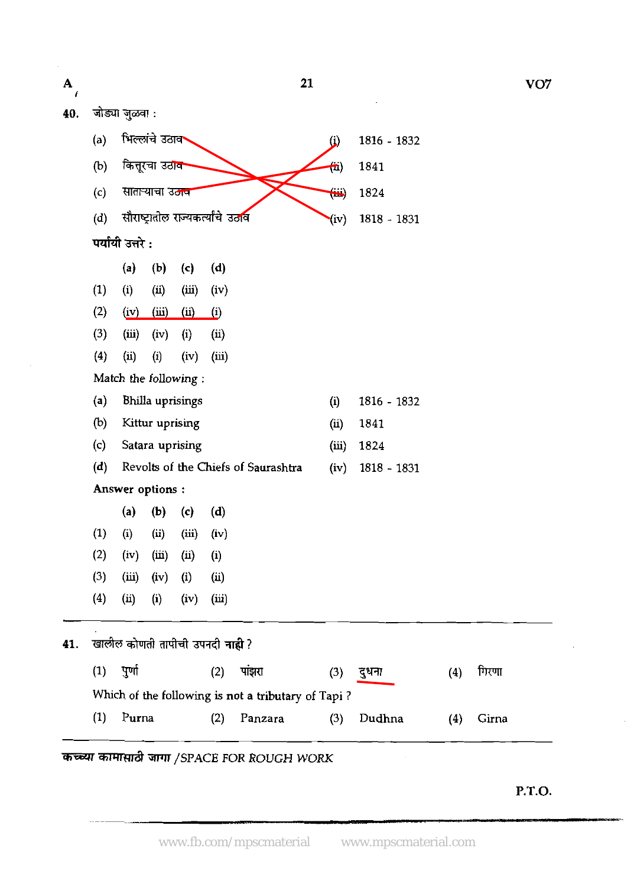**40.** जोड्या जुळवा :

| | | | |
|---|---|---|---|
| (a) | भिल्लांचे उठाव | (i) | 1816 - 1832 |
| (b) | कित्तूरचा उठाव | (ii) | 1841 |
| (c) | सातान्याचा उठाव | (iii) | 1824 |
| (d) | सौराष्ट्रातील राज्यकर्त्यांचे उठाव | (iv) | 1818 - 1831 |

पर्यायी उत्तरे :

| | (a) | (b) | (c) | (d) |
|---|---|---|---|---|
| (1) | (i) | (ii) | (iii) | (iv) |
| (2) | (iv) | (iii) | (ii) | (i) |
| (3) | (iii) | (iv) | (i) | (ii) |
| (4) | (ii) | (i) | (iv) | (iii) |

Match the following :

| | | | |
|---|---|---|---|
| (a) | Bhilla uprisings | (i) | 1816 - 1832 |
| (b) | Kittur uprising | (ii) | 1841 |
| (c) | Satara uprising | (iii) | 1824 |
| (d) | Revolts of the Chiefs of Saurashtra | (iv) | 1818 - 1831 |

Answer options :

| | (a) | (b) | (c) | (d) |
|---|---|---|---|---|
| (1) | (i) | (ii) | (iii) | (iv) |
| (2) | (iv) | (iii) | (ii) | (i) |
| (3) | (iii) | (iv) | (i) | (ii) |
| (4) | (ii) | (i) | (iv) | (iii) |

---

**41.** खालील कोणती तापीची उपनदी **नाही** ?

(1) पुर्णा (2) पांझरा (3) दुधना (4) गिरणा

Which of the following is not a tributary of Tapi ?

(1) Purna (2) Panzara (3) Dudhna (4) Girna

---

कच्च्या कामासाठी जागा /SPACE FOR ROUGH WORK

P.T.O.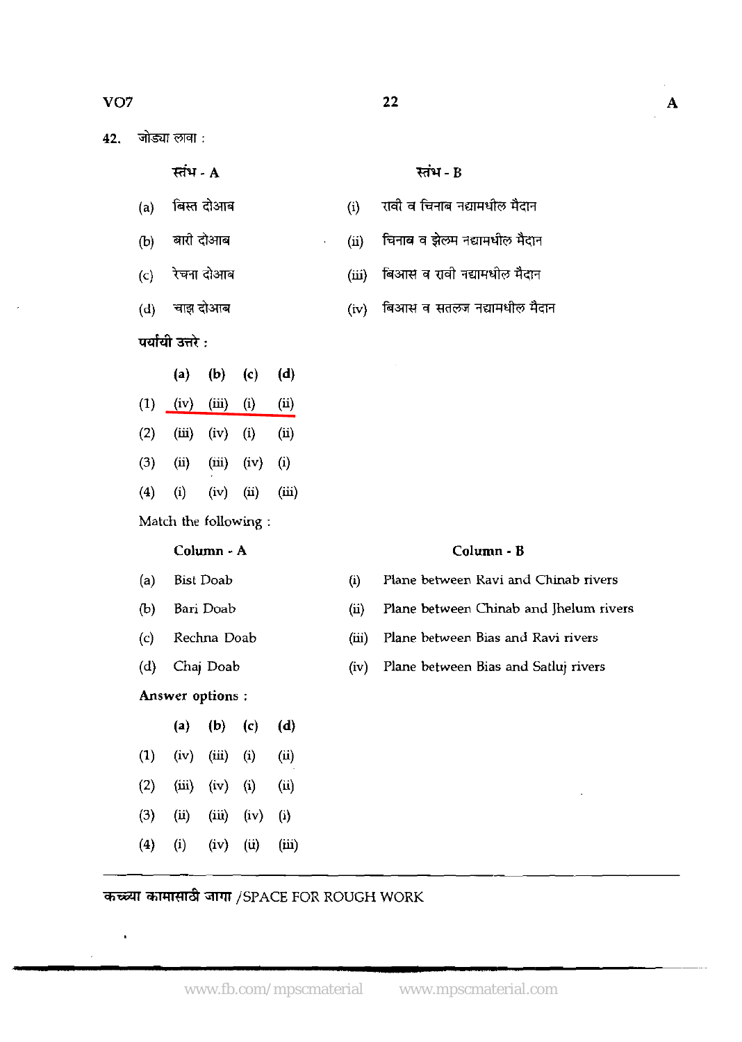42. जोड्या लावा :

| | स्तंभ - A | | स्तंभ - B |
|---|---|---|---|
| (a) | बिस्त दोआब | (i) | रावी व चिनाब नद्यामधील मैदान |
| (b) | बारी दोआब | (ii) | चिनाब व झेलम नद्यामधील मैदान |
| (c) | रेचना दोआब | (iii) | बिआस व रावी नद्यामधील मैदान |
| (d) | चाझ दोआब | (iv) | बिआस व सतलज नद्यामधील मैदान |

पर्यायी उत्तरे :

| | (a) | (b) | (c) | (d) |
|---|---|---|---|---|
| (1) | (iv) | (iii) | (i) | (ii) |
| (2) | (iii) | (iv) | (i) | (ii) |
| (3) | (ii) | (iii) | (iv) | (i) |
| (4) | (i) | (iv) | (ii) | (iii) |

Match the following :

| | Column - A | | Column - B |
|---|---|---|---|
| (a) | Bist Doab | (i) | Plane between Ravi and Chinab rivers |
| (b) | Bari Doab | (ii) | Plane between Chinab and Jhelum rivers |
| (c) | Rechna Doab | (iii) | Plane between Bias and Ravi rivers |
| (d) | Chaj Doab | (iv) | Plane between Bias and Satluj rivers |

Answer options :

| | (a) | (b) | (c) | (d) |
|---|---|---|---|---|
| (1) | (iv) | (iii) | (i) | (ii) |
| (2) | (iii) | (iv) | (i) | (ii) |
| (3) | (ii) | (iii) | (iv) | (i) |
| (4) | (i) | (iv) | (ii) | (iii) |

कच्च्या कामासाठी जागा /SPACE FOR ROUGH WORK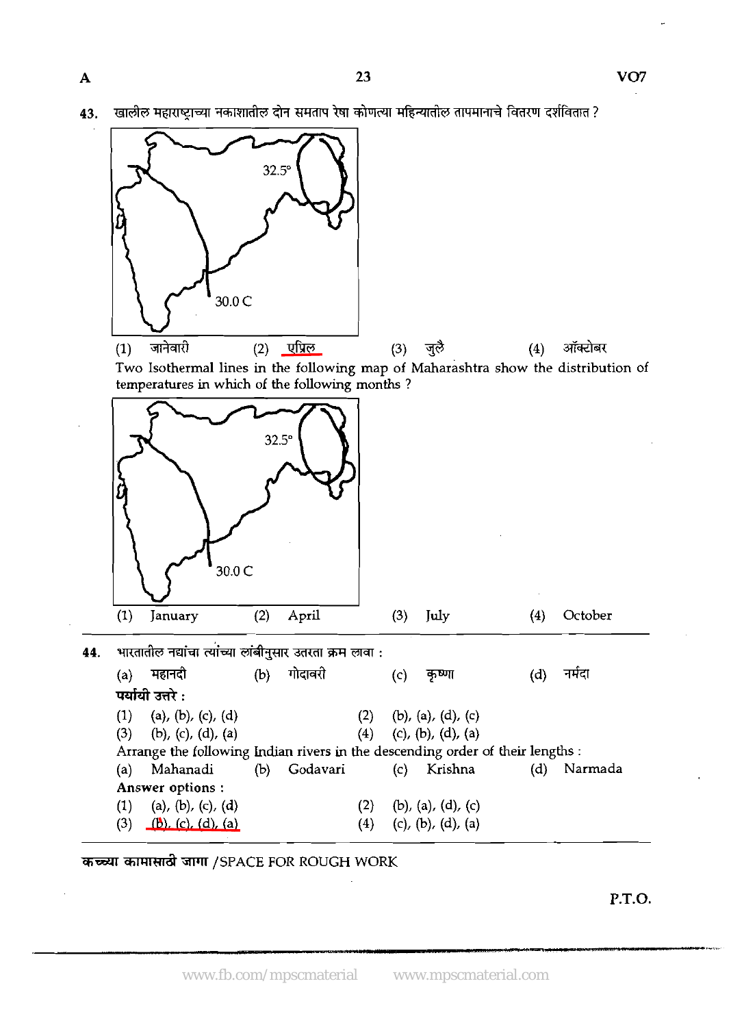43. खालील महाराष्ट्राच्या नकाशातील दोन समताप रेषा कोणत्या महिन्यातील तापमानाचे वितरण दर्शवितात ?

32.5°

30.0 C

(1) जानेवारी (2) एप्रिल (3) जुलै (4) ऑक्टोबर

Two Isothermal lines in the following map of Maharashtra show the distribution of temperatures in which of the following months ?

32.5°

30.0 C

(1) January (2) April (3) July (4) October

44. भारतातील नद्यांचा त्यांच्या लांबीनुसार उतरता क्रम लावा :

(a) महानदी (b) गोदावरी (c) कृष्णा (d) नर्मदा

**पर्यायी उत्तरे :**

(1) (a), (b), (c), (d)
(2) (b), (a), (d), (c)
(3) (b), (c), (d), (a)
(4) (c), (b), (d), (a)

Arrange the following Indian rivers in the descending order of their lengths :

(a) Mahanadi (b) Godavari (c) Krishna (d) Narmada

**Answer options :**

(1) (a), (b), (c), (d)
(2) (b), (a), (d), (c)
(3) (b), (c), (d), (a)
(4) (c), (b), (d), (a)

**कच्च्या कामासाठी जागा** /SPACE FOR ROUGH WORK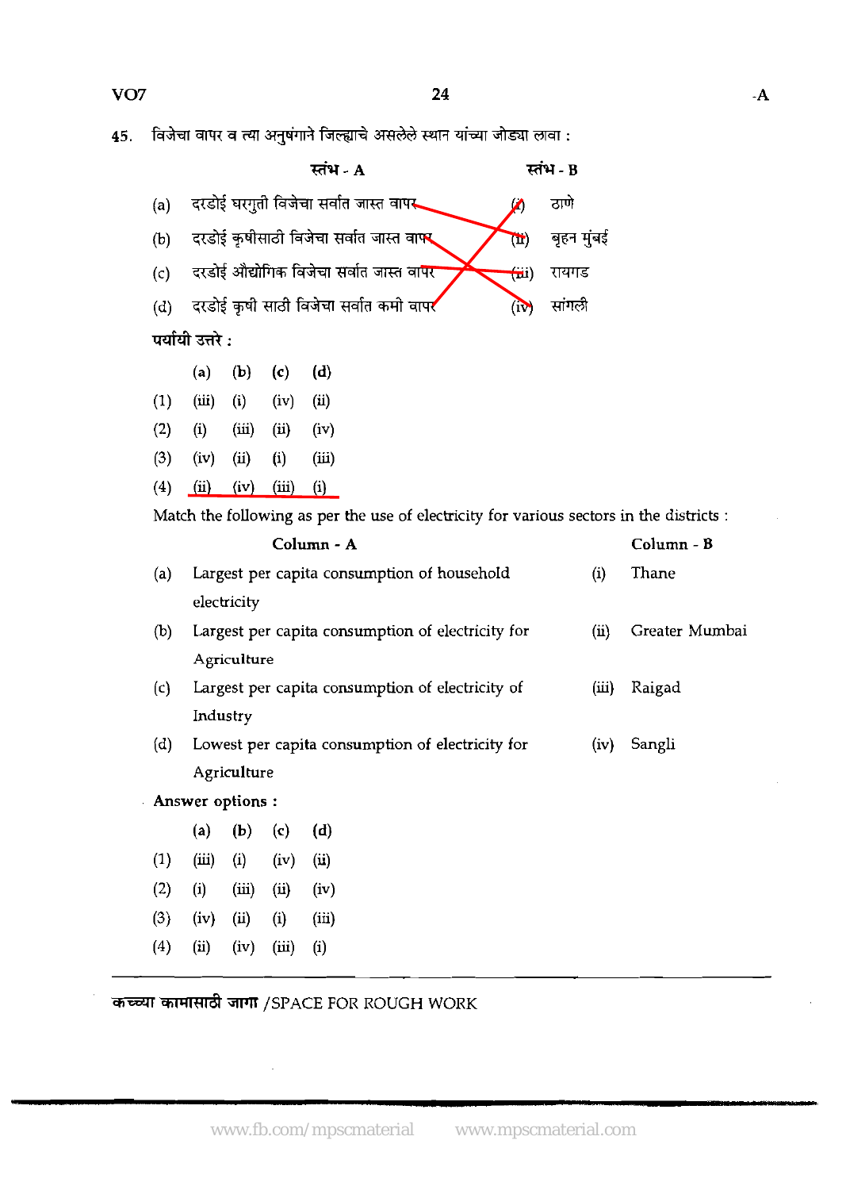45. विजेचा वापर व त्या अनुषंगाने जिल्ह्याचे असलेले स्थान यांच्या जोड्या लावा :

| | स्तंभ - A | | स्तंभ - B |
|---|---|---|---|
| (a) | दरडोई घरगुती विजेचा सर्वात जास्त वापर | (i) | ठाणे |
| (b) | दरडोई कृषीसाठी विजेचा सर्वात जास्त वापर | (ii) | बृहन मुंबई |
| (c) | दरडोई औद्योगिक विजेचा सर्वात जास्त वापर | (iii) | रायगड |
| (d) | दरडोई कृषी साठी विजेचा सर्वात कमी वापर | (iv) | सांगली |

पर्यायी उत्तरे :

| | (a) | (b) | (c) | (d) |
|---|---|---|---|---|
| (1) | (iii) | (i) | (iv) | (ii) |
| (2) | (i) | (iii) | (ii) | (iv) |
| (3) | (iv) | (ii) | (i) | (iii) |
| (4) | (ii) | (iv) | (iii) | (i) |

Match the following as per the use of electricity for various sectors in the districts :

| | Column - A | | Column - B |
|---|---|---|---|
| (a) | Largest per capita consumption of household electricity | (i) | Thane |
| (b) | Largest per capita consumption of electricity for Agriculture | (ii) | Greater Mumbai |
| (c) | Largest per capita consumption of electricity of Industry | (iii) | Raigad |
| (d) | Lowest per capita consumption of electricity for Agriculture | (iv) | Sangli |

Answer options :

| | (a) | (b) | (c) | (d) |
|---|---|---|---|---|
| (1) | (iii) | (i) | (iv) | (ii) |
| (2) | (i) | (iii) | (ii) | (iv) |
| (3) | (iv) | (ii) | (i) | (iii) |
| (4) | (ii) | (iv) | (iii) | (i) |

कच्च्या कामासाठी जागा /SPACE FOR ROUGH WORK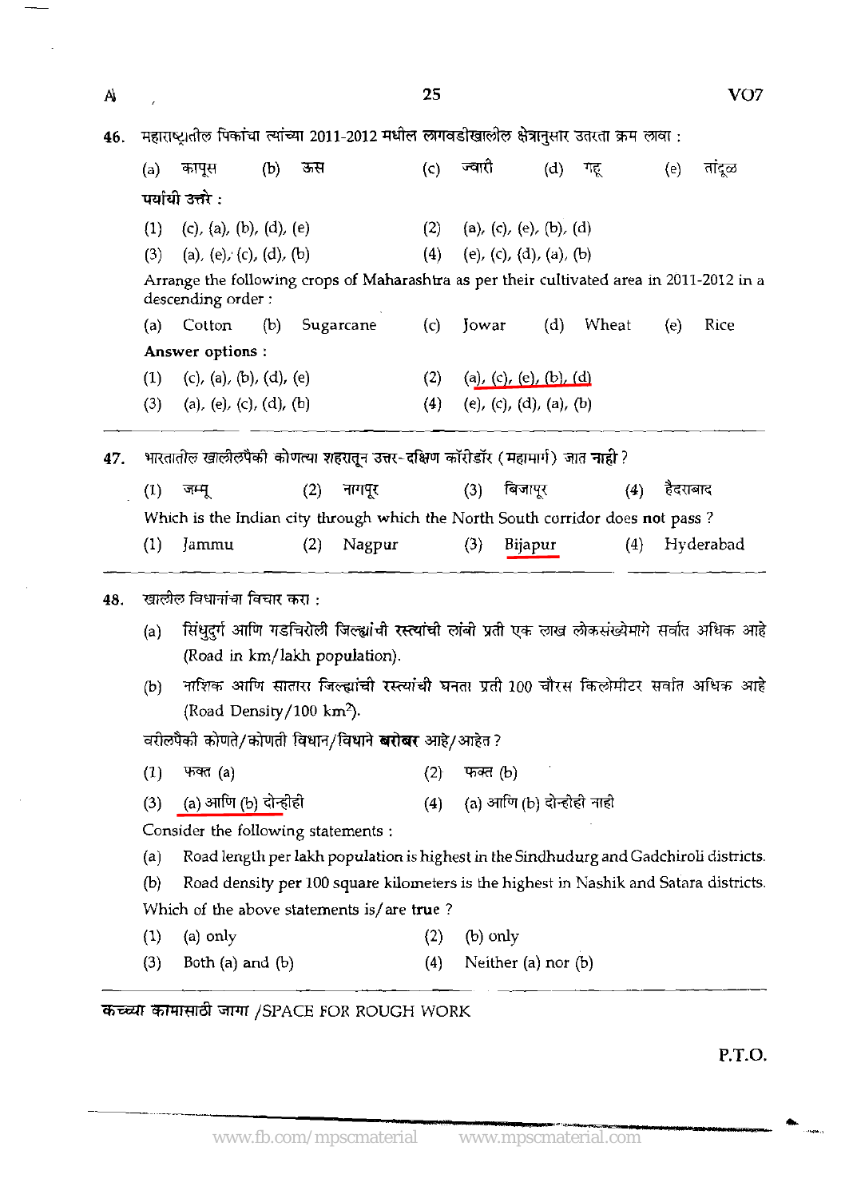46. महाराष्ट्रातील पिकांचा त्यांच्या 2011-2012 मधील लागवडीखालील क्षेत्रानुसार उतरता क्रम लावा :

(a) कापूस (b) ऊस (c) ज्वारी (d) गहू (e) तांदूळ

**पर्यायी उत्तरे :**

(1) (c), (a), (b), (d), (e)
(2) (a), (c), (e), (b), (d)
(3) (a), (e), (c), (d), (b)
(4) (e), (c), (d), (a), (b)

Arrange the following crops of Maharashtra as per their cultivated area in 2011-2012 in a descending order :

(a) Cotton (b) Sugarcane (c) Jowar (d) Wheat (e) Rice

**Answer options :**

(1) (c), (a), (b), (d), (e)
(2) (a), (c), (e), (b), (d)
(3) (a), (e), (c), (d), (b)
(4) (e), (c), (d), (a), (b)

---

47. भारतातील खालीलपैकी कोणत्या शहरातून उत्तर-दक्षिण कॉरीडॉर (महामार्ग) जात **नाही** ?

(1) जम्मू (2) नागपूर (3) बिजापूर (4) हैदराबाद

Which is the Indian city through which the North South corridor does **not** pass ?

(1) Jammu (2) Nagpur (3) Bijapur (4) Hyderabad

---

48. खालील विधानांचा विचार करा :

(a) सिंधुदुर्ग आणि गडचिरोली जिल्ह्यांची रस्त्यांची लांबी प्रती एक लाख लोकसंख्येमागे सर्वात अधिक आहे (Road in km/lakh population).

(b) नाशिक आणि सातारा जिल्ह्यांची रस्त्यांची घनता प्रती 100 चौरस किलोमीटर सर्वात अधिक आहे (Road Density/100 km$^2$).

वरीलपैकी कोणते/कोणती विधान/विधाने **बरोबर** आहे/आहेत ?

(1) फक्त (a)
(2) फक्त (b)
(3) (a) आणि (b) दोन्हीही
(4) (a) आणि (b) दोन्हीही नाही

Consider the following statements :

(a) Road length per lakh population is highest in the Sindhudurg and Gadchiroli districts.

(b) Road density per 100 square kilometers is the highest in Nashik and Satara districts.

Which of the above statements is/are **true** ?

(1) (a) only
(2) (b) only
(3) Both (a) and (b)
(4) Neither (a) nor (b)

---

कच्च्या कामासाठी जागा /SPACE FOR ROUGH WORK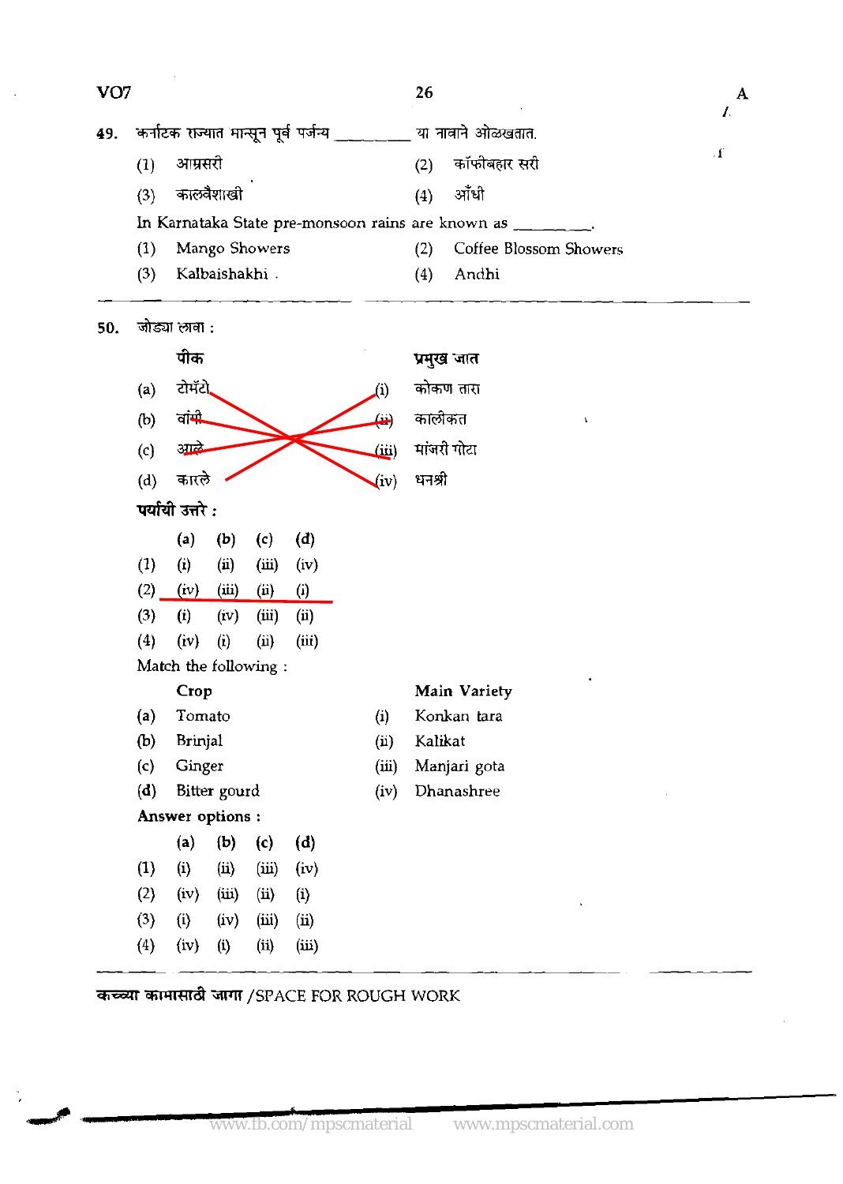49. कर्नाटक राज्यात मान्सून पूर्व पर्जन्य ________ या नावाने ओळखतात.

(1) आम्रसरी (2) कॉफीबहार सरी

(3) कालवैशाखी (4) आँधी

In Karnataka State pre-monsoon rains are known as ________.

(1) Mango Showers (2) Coffee Blossom Showers

(3) Kalbaishakhi (4) Andhi

---

50. जोड्या लावा :

| | पीक | | प्रमुख जात |
|---|---|---|---|
| (a) | टोमॅटो | (i) | कोकण तारा |
| (b) | वांगी | (ii) | कालीकत |
| (c) | आले | (iii) | मांजरी गोटा |
| (d) | कारले | (iv) | धनश्री |

पर्यायी उत्तरे :

| | (a) | (b) | (c) | (d) |
|---|---|---|---|---|
| (1) | (i) | (ii) | (iii) | (iv) |
| (2) | (iv) | (iii) | (ii) | (i) |
| (3) | (i) | (iv) | (iii) | (ii) |
| (4) | (iv) | (i) | (ii) | (iii) |

Match the following :

| | Crop | | Main Variety |
|---|---|---|---|
| (a) | Tomato | (i) | Konkan tara |
| (b) | Brinjal | (ii) | Kalikat |
| (c) | Ginger | (iii) | Manjari gota |
| (d) | Bitter gourd | (iv) | Dhanashree |

Answer options :

| | (a) | (b) | (c) | (d) |
|---|---|---|---|---|
| (1) | (i) | (ii) | (iii) | (iv) |
| (2) | (iv) | (iii) | (ii) | (i) |
| (3) | (i) | (iv) | (iii) | (ii) |
| (4) | (iv) | (i) | (ii) | (iii) |

---

कच्च्या कामासाठी जागा /SPACE FOR ROUGH WORK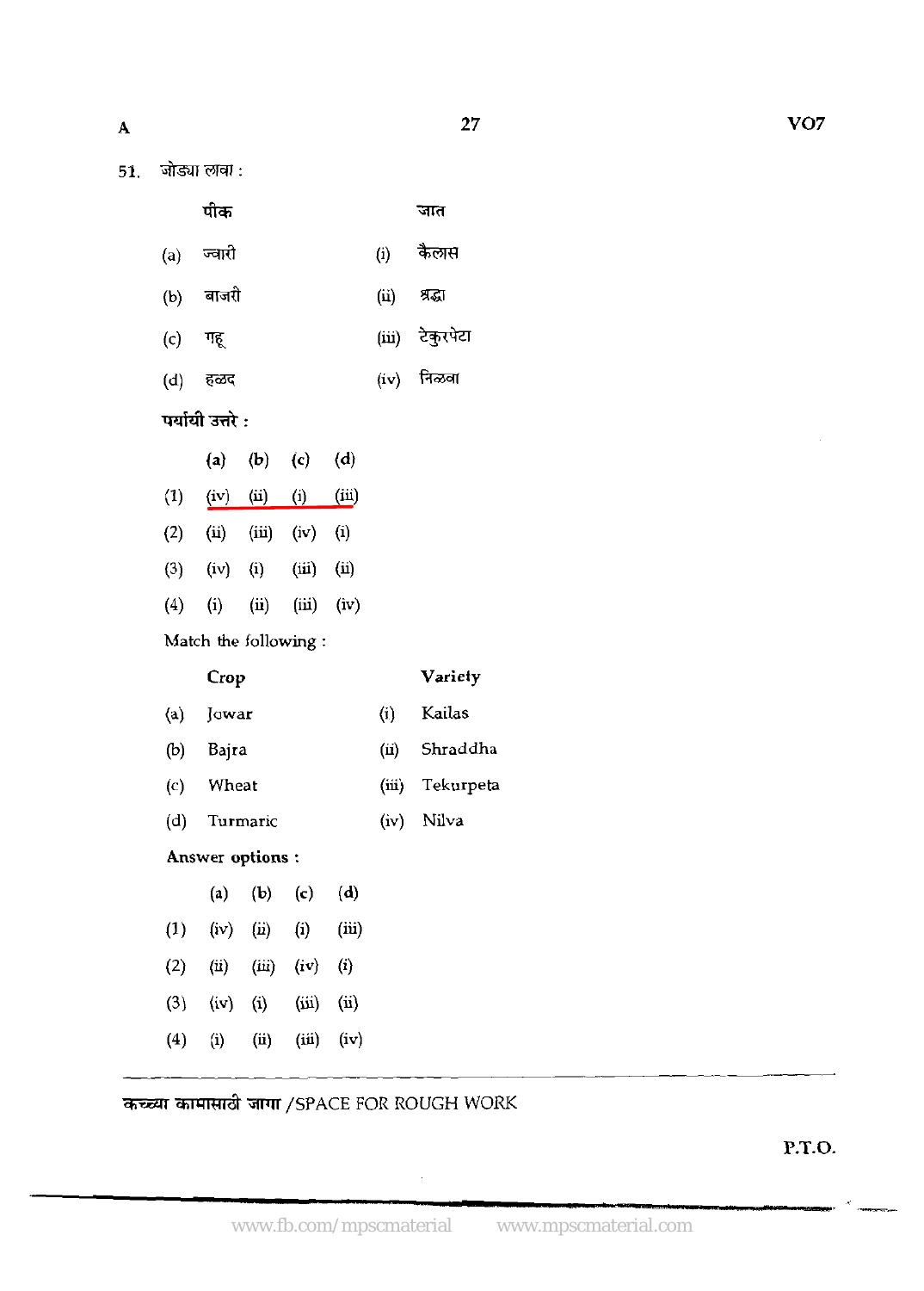51. जोड्या लावा :

| | पीक | | जात |
|---|---|---|---|
| (a) | ज्वारी | (i) | कैलास |
| (b) | बाजरी | (ii) | श्रद्धा |
| (c) | गहू | (iii) | टेकुरपेटा |
| (d) | हळद | (iv) | निळवा |

**पर्यायी उत्तरे :**

| | (a) | (b) | (c) | (d) |
|---|---|---|---|---|
| (1) | (iv) | (ii) | (i) | (iii) |
| (2) | (ii) | (iii) | (iv) | (i) |
| (3) | (iv) | (i) | (iii) | (ii) |
| (4) | (i) | (ii) | (iii) | (iv) |

Match the following :

| | **Crop** | | **Variety** |
|---|---|---|---|
| (a) | Jowar | (i) | Kailas |
| (b) | Bajra | (ii) | Shraddha |
| (c) | Wheat | (iii) | Tekurpeta |
| (d) | Turmaric | (iv) | Nilva |

**Answer options :**

| | (a) | (b) | (c) | (d) |
|---|---|---|---|---|
| (1) | (iv) | (ii) | (i) | (iii) |
| (2) | (ii) | (iii) | (iv) | (i) |
| (3) | (iv) | (i) | (iii) | (ii) |
| (4) | (i) | (ii) | (iii) | (iv) |

कच्च्या कामासाठी जागा /SPACE FOR ROUGH WORK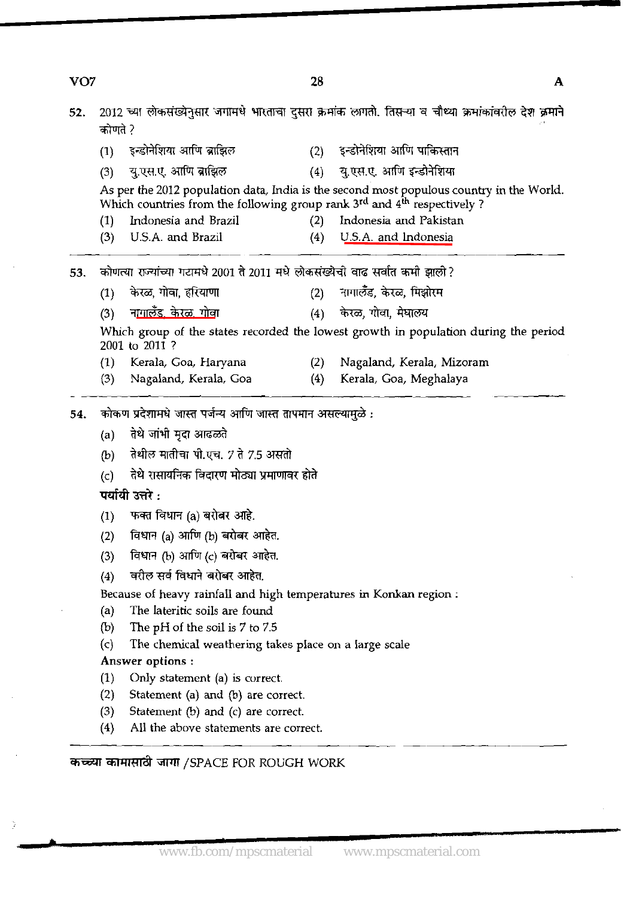52. 2012 च्या लोकसंख्येनुसार जगामधे भारताचा दुसरा क्रमांक लागतो. तिसऱ्या व चौथ्या क्रमांकांवरील देश क्रमाने कोणते ?

(1) इन्डोनेशिया आणि ब्राझिल
(2) इन्डोनेशिया आणि पाकिस्तान
(3) यु.एस.ए. आणि ब्राझिल
(4) यु.एस.ए. आणि इन्डोनेशिया

As per the 2012 population data, India is the second most populous country in the World. Which countries from the following group rank 3rd and 4th respectively ?

(1) Indonesia and Brazil
(2) Indonesia and Pakistan
(3) U.S.A. and Brazil
(4) U.S.A. and Indonesia

---

53. कोणत्या राज्यांच्या गटामधे 2001 ते 2011 मधे लोकसंख्येची वाढ सर्वात कमी झाली ?

(1) केरळ, गोवा, हरियाणा
(2) नागालँड, केरळ, मिझोरम
(3) नागालँड, केरळ, गोवा
(4) केरळ, गोवा, मेघालय

Which group of the states recorded the lowest growth in population during the period 2001 to 2011 ?

(1) Kerala, Goa, Haryana
(2) Nagaland, Kerala, Mizoram
(3) Nagaland, Kerala, Goa
(4) Kerala, Goa, Meghalaya

---

54. कोकण प्रदेशामधे जास्त पर्जन्य आणि जास्त तापमान असल्यामुळे :

(a) तेथे जांभी मृदा आढळते
(b) तेथील मातीचा पी.एच. 7 ते 7.5 असतो
(c) तेथे रासायनिक विदारण मोठ्या प्रमाणावर होते

**पर्यायी उत्तरे :**

(1) फक्त विधान (a) बरोबर आहे.
(2) विधान (a) आणि (b) बरोबर आहेत.
(3) विधान (b) आणि (c) बरोबर आहेत.
(4) वरील सर्व विधाने बरोबर आहेत.

Because of heavy rainfall and high temperatures in Konkan region :

(a) The lateritic soils are found
(b) The pH of the soil is 7 to 7.5
(c) The chemical weathering takes place on a large scale

**Answer options :**

(1) Only statement (a) is correct.
(2) Statement (a) and (b) are correct.
(3) Statement (b) and (c) are correct.
(4) All the above statements are correct.

---

**कच्च्या कामासाठी जागा** /SPACE FOR ROUGH WORK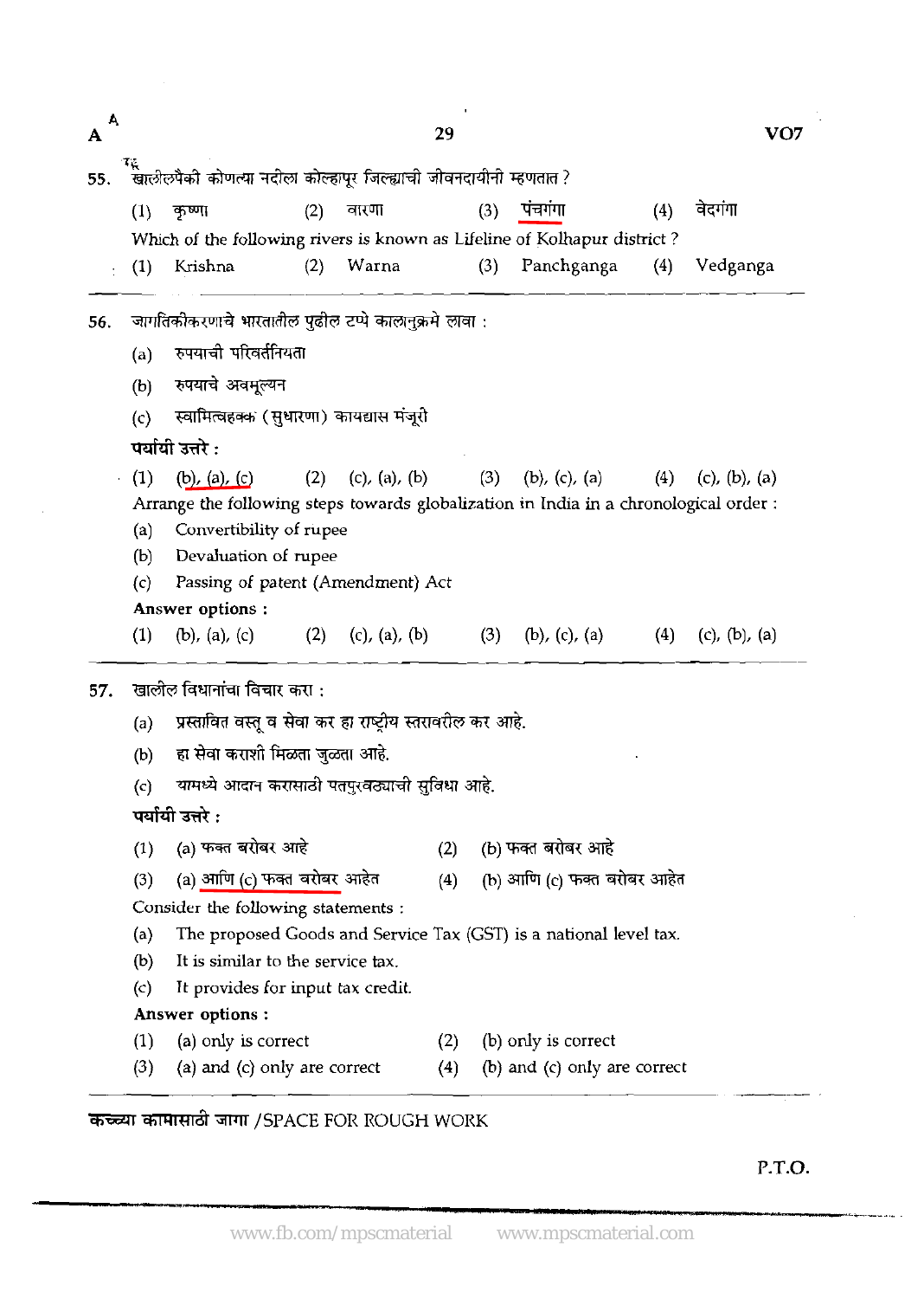55. खालीलपैकी कोणत्या नदीला कोल्हापूर जिल्ह्याची जीवनदायीनी म्हणतात ?

(1) कृष्णा (2) वारणा (3) पंचगंगा (4) वेदगंगा

Which of the following rivers is known as Lifeline of Kolhapur district ?

(1) Krishna (2) Warna (3) Panchganga (4) Vedganga

---

56. जागतिकीकरणाचे भारतातील पुढील टप्पे कालानुक्रमे लावा :

(a) रुपयाची परिवर्तनियता

(b) रुपयाचे अवमूल्यन

(c) स्वामित्वहक्क (सुधारणा) कायद्यास मंजूरी

**पर्यायी उत्तरे :**

(1) (b), (a), (c) (2) (c), (a), (b) (3) (b), (c), (a) (4) (c), (b), (a)

Arrange the following steps towards globalization in India in a chronological order :

(a) Convertibility of rupee

(b) Devaluation of rupee

(c) Passing of patent (Amendment) Act

**Answer options :**

(1) (b), (a), (c) (2) (c), (a), (b) (3) (b), (c), (a) (4) (c), (b), (a)

---

57. खालील विधानांचा विचार करा :

(a) प्रस्तावित वस्तू व सेवा कर हा राष्ट्रीय स्तरावरील कर आहे.

(b) हा सेवा कराशी मिळता जुळता आहे.

(c) यामध्ये आदान करासाठी पतपुरवठ्याची सुविधा आहे.

**पर्यायी उत्तरे :**

(1) (a) फक्त बरोबर आहे (2) (b) फक्त बरोबर आहे

(3) (a) आणि (c) फक्त बरोबर आहेत (4) (b) आणि (c) फक्त बरोबर आहेत

Consider the following statements :

(a) The proposed Goods and Service Tax (GST) is a national level tax.

(b) It is similar to the service tax.

(c) It provides for input tax credit.

**Answer options :**

(1) (a) only is correct (2) (b) only is correct

(3) (a) and (c) only are correct (4) (b) and (c) only are correct

---

कच्च्या कामासाठी जागा /SPACE FOR ROUGH WORK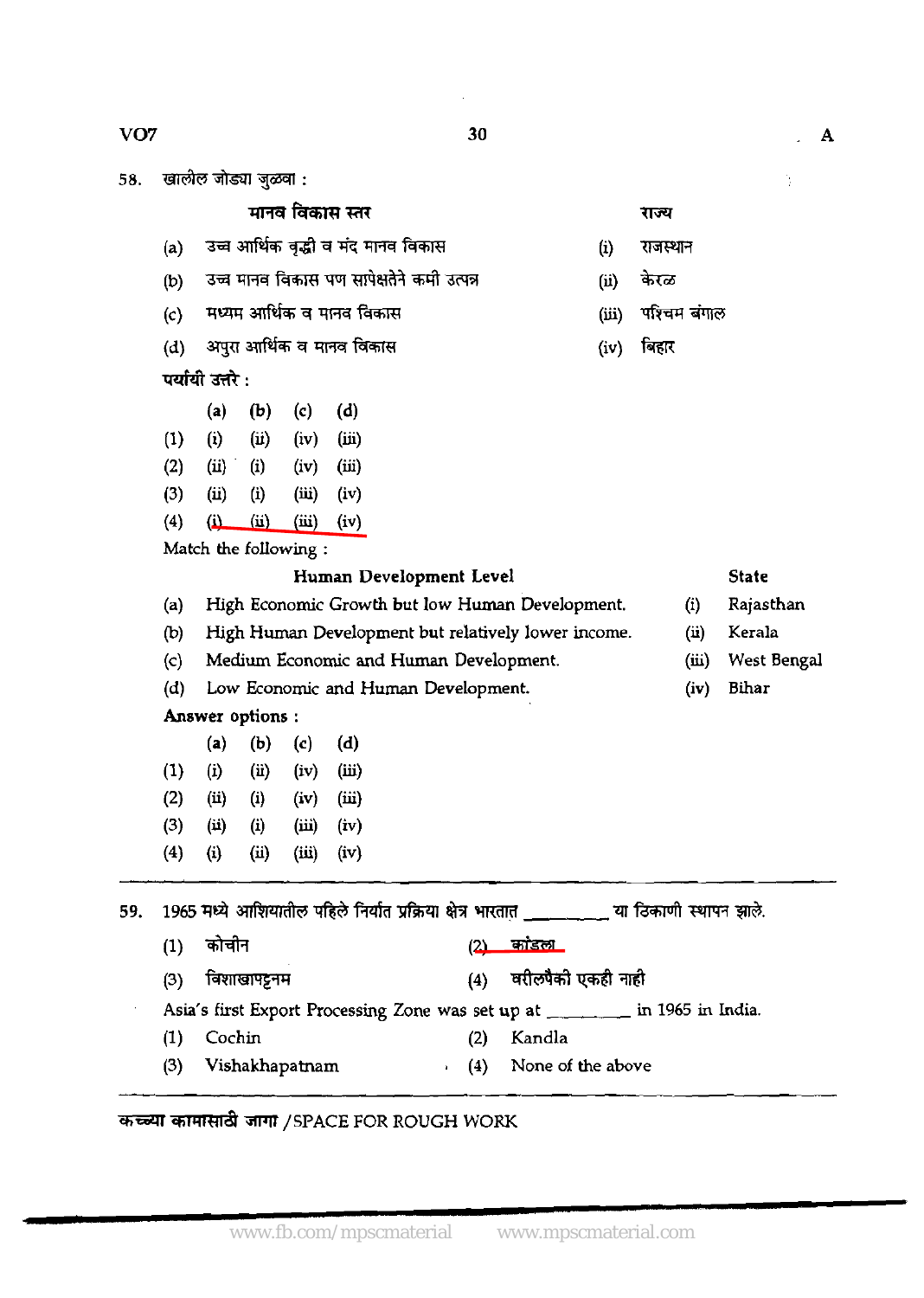58. खालील जोड्या जुळवा :

| | मानव विकास स्तर | | राज्य |
|---|---|---|---|
| (a) | उच्च आर्थिक वृद्धी व मंद मानव विकास | (i) | राजस्थान |
| (b) | उच्च मानव विकास पण सापेक्षतेने कमी उत्पन्न | (ii) | केरळ |
| (c) | मध्यम आर्थिक व मानव विकास | (iii) | पश्चिम बंगाल |
| (d) | अपुरा आर्थिक व मानव विकास | (iv) | बिहार |

पर्यायी उत्तरे :

| | (a) | (b) | (c) | (d) |
|---|---|---|---|---|
| (1) | (i) | (ii) | (iv) | (iii) |
| (2) | (ii) | (i) | (iv) | (iii) |
| (3) | (ii) | (i) | (iii) | (iv) |
| (4) | (i) | (ii) | (iii) | (iv) |

Match the following :

| | Human Development Level | | State |
|---|---|---|---|
| (a) | High Economic Growth but low Human Development. | (i) | Rajasthan |
| (b) | High Human Development but relatively lower income. | (ii) | Kerala |
| (c) | Medium Economic and Human Development. | (iii) | West Bengal |
| (d) | Low Economic and Human Development. | (iv) | Bihar |

Answer options :

| | (a) | (b) | (c) | (d) |
|---|---|---|---|---|
| (1) | (i) | (ii) | (iv) | (iii) |
| (2) | (ii) | (i) | (iv) | (iii) |
| (3) | (ii) | (i) | (iii) | (iv) |
| (4) | (i) | (ii) | (iii) | (iv) |

---

59. 1965 मध्ये आशियातील पहिले निर्यात प्रक्रिया क्षेत्र भारतात ________ या ठिकाणी स्थापन झाले.

(1) कोचीन  (2) कांडला

(3) विशाखापट्टनम  (4) वरीलपैकी एकही नाही

Asia's first Export Processing Zone was set up at ________ in 1965 in India.

(1) Cochin  (2) Kandla

(3) Vishakhapatnam  (4) None of the above

कच्च्या कामासाठी जागा /SPACE FOR ROUGH WORK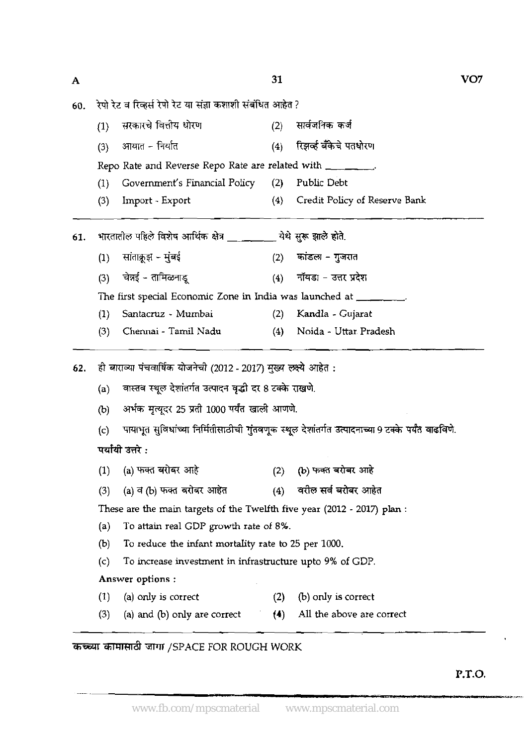60. रेपो रेट व रिव्हर्स रेपो रेट या संज्ञा कशाशी संबंधित आहेत ?

(1) सरकारचे वित्तीय धोरण
(2) सार्वजनिक कर्ज
(3) आयात - निर्यात
(4) रिझर्व्ह बँकेचे पतधोरण

Repo Rate and Reverse Repo Rate are related with ________.

(1) Government's Financial Policy
(2) Public Debt
(3) Import - Export
(4) Credit Policy of Reserve Bank

---

61. भारतातील पहिले विशेष आर्थिक क्षेत्र ________ येथे सुरू झाले होते.

(1) सांताक्रूझ - मुंबई
(2) कांडला - गुजरात
(3) चेन्नई - तामिळनाडू
(4) नॉयडा - उत्तर प्रदेश

The first special Economic Zone in India was launched at ________.

(1) Santacruz - Mumbai
(2) Kandla - Gujarat
(3) Chennai - Tamil Nadu
(4) Noida - Uttar Pradesh

---

62. ही बाराव्या पंचवार्षिक योजनेची (2012 - 2017) मुख्य लक्ष्ये आहेत :

(a) वास्तव स्थूल देशांतर्गत उत्पादन वृद्धी दर 8 टक्के राखणे.
(b) अर्भक मृत्यूदर 25 प्रती 1000 पर्यंत खाली आणणे.
(c) पायाभूत सुविधांच्या निर्मितीसाठीची गुंतवणूक स्थूल देशांतर्गत उत्पादनाच्या 9 टक्के पर्यंत वाढविणे.

पर्यायी उत्तरे :

(1) (a) फक्त बरोबर आहे
(2) (b) फक्त बरोबर आहे
(3) (a) व (b) फक्त बरोबर आहेत
(4) वरील सर्व बरोबर आहेत

These are the main targets of the Twelfth five year (2012 - 2017) plan :

(a) To attain real GDP growth rate of 8%.
(b) To reduce the infant mortality rate to 25 per 1000.
(c) To increase investment in infrastructure upto 9% of GDP.

Answer options :

(1) (a) only is correct
(2) (b) only is correct
(3) (a) and (b) only are correct
(4) All the above are correct

---

कच्च्या कामासाठी जागा /SPACE FOR ROUGH WORK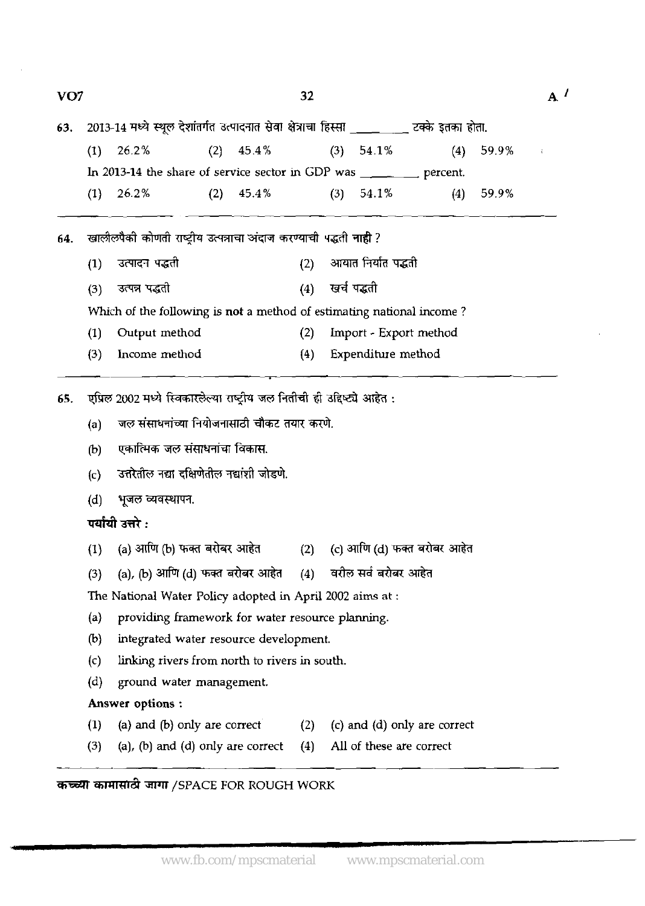63. 2013-14 मध्ये स्थूल देशांतर्गत उत्पादनात सेवा क्षेत्राचा हिस्सा _________ टक्के इतका होता.

(1) 26.2% (2) 45.4% (3) 54.1% (4) 59.9%

In 2013-14 the share of service sector in GDP was _________ percent.

(1) 26.2% (2) 45.4% (3) 54.1% (4) 59.9%

---

64. खालीलपैकी कोणती राष्ट्रीय उत्पन्नाचा अंदाज करण्याची पद्धती **नाही** ?

(1) उत्पादन पद्धती (2) आयात निर्यात पद्धती

(3) उत्पन्न पद्धती (4) खर्च पद्धती

Which of the following is **not** a method of estimating national income ?

(1) Output method (2) Import - Export method

(3) Income method (4) Expenditure method

---

65. एप्रिल 2002 मध्ये स्विकारलेल्या राष्ट्रीय जल नितीची ही उद्दिष्ट्ये आहेत :

(a) जल संसाधनांच्या नियोजनासाठी चौकट तयार करणे.

(b) एकात्मिक जल संसाधनांचा विकास.

(c) उत्तरेतील नद्या दक्षिणेतील नद्यांशी जोडणे.

(d) भूजल व्यवस्थापन.

**पर्यायी उत्तरे :**

(1) (a) आणि (b) फक्त बरोबर आहेत (2) (c) आणि (d) फक्त बरोबर आहेत

(3) (a), (b) आणि (d) फक्त बरोबर आहेत (4) वरील सर्व बरोबर आहेत

The National Water Policy adopted in April 2002 aims at :

(a) providing framework for water resource planning.

(b) integrated water resource development.

(c) linking rivers from north to rivers in south.

(d) ground water management.

**Answer options :**

(1) (a) and (b) only are correct (2) (c) and (d) only are correct

(3) (a), (b) and (d) only are correct (4) All of these are correct

**कच्च्या कामासाठी जागा** /SPACE FOR ROUGH WORK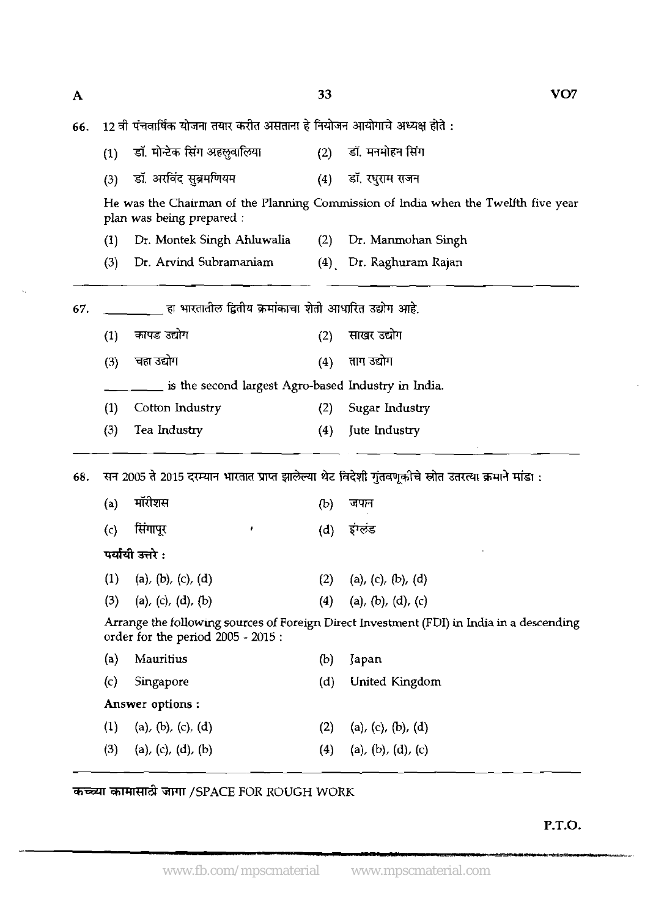66. 12 वी पंचवार्षिक योजना तयार करीत असताना हे नियोजन आयोगाचे अध्यक्ष होते :

(1) डॉ. मोन्टेक सिंग अहलुवालिया (2) डॉ. मनमोहन सिंग

(3) डॉ. अरविंद सुब्रमणियम (4) डॉ. रघुराम राजन

He was the Chairman of the Planning Commission of India when the Twelfth five year plan was being prepared :

(1) Dr. Montek Singh Ahluwalia (2) Dr. Manmohan Singh

(3) Dr. Arvind Subramaniam (4) Dr. Raghuram Rajan

---

67. ________ हा भारतातील द्वितीय क्रमांकाचा शेती आधारित उद्योग आहे.

(1) कापड उद्योग (2) साखर उद्योग

(3) चहा उद्योग (4) ताग उद्योग

________ is the second largest Agro-based Industry in India.

(1) Cotton Industry (2) Sugar Industry

(3) Tea Industry (4) Jute Industry

---

68. सन 2005 ते 2015 दरम्यान भारतात प्राप्त झालेल्या थेट विदेशी गुंतवणूकीचे स्रोत उतरत्या क्रमाने मांडा :

(a) मॉरीशस (b) जपान

(c) सिंगापूर (d) इंग्लंड

पर्यायी उत्तरे :

(1) (a), (b), (c), (d) (2) (a), (c), (b), (d)

(3) (a), (c), (d), (b) (4) (a), (b), (d), (c)

Arrange the following sources of Foreign Direct Investment (FDI) in India in a descending order for the period 2005 - 2015 :

(a) Mauritius (b) Japan

(c) Singapore (d) United Kingdom

Answer options :

(1) (a), (b), (c), (d) (2) (a), (c), (b), (d)

(3) (a), (c), (d), (b) (4) (a), (b), (d), (c)

---

कच्च्या कामासाठी जागा /SPACE FOR ROUGH WORK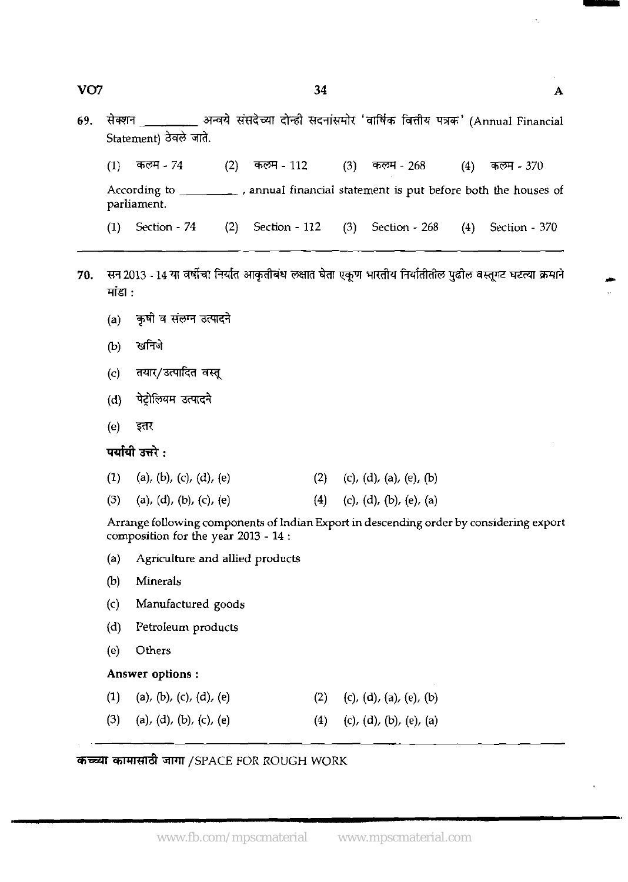69. सेक्शन _________ अन्वये संसदेच्या दोन्ही सदनांसमोर 'वार्षिक वित्तीय पत्रक' (Annual Financial Statement) ठेवले जाते.

(1) कलम - 74 (2) कलम - 112 (3) कलम - 268 (4) कलम - 370

According to _________ , annual financial statement is put before both the houses of parliament.

(1) Section - 74 (2) Section - 112 (3) Section - 268 (4) Section - 370

---

70. सन 2013 - 14 या वर्षांचा निर्यात आकृतीबंध लक्षात घेता एकूण भारतीय निर्यातीतील पुढील वस्तूगट घटत्या क्रमाने मांडा :

(a) कृषी व संलग्न उत्पादने

(b) खनिजे

(c) तयार/उत्पादित वस्तू

(d) पेट्रोलियम उत्पादने

(e) इतर

**पर्यायी उत्तरे :**

(1) (a), (b), (c), (d), (e) (2) (c), (d), (a), (e), (b)

(3) (a), (d), (b), (c), (e) (4) (c), (d), (b), (e), (a)

Arrange following components of Indian Export in descending order by considering export composition for the year 2013 - 14 :

(a) Agriculture and allied products

(b) Minerals

(c) Manufactured goods

(d) Petroleum products

(e) Others

**Answer options :**

(1) (a), (b), (c), (d), (e) (2) (c), (d), (a), (e), (b)

(3) (a), (d), (b), (c), (e) (4) (c), (d), (b), (e), (a)

---

**कच्च्या कामासाठी जागा** / SPACE FOR ROUGH WORK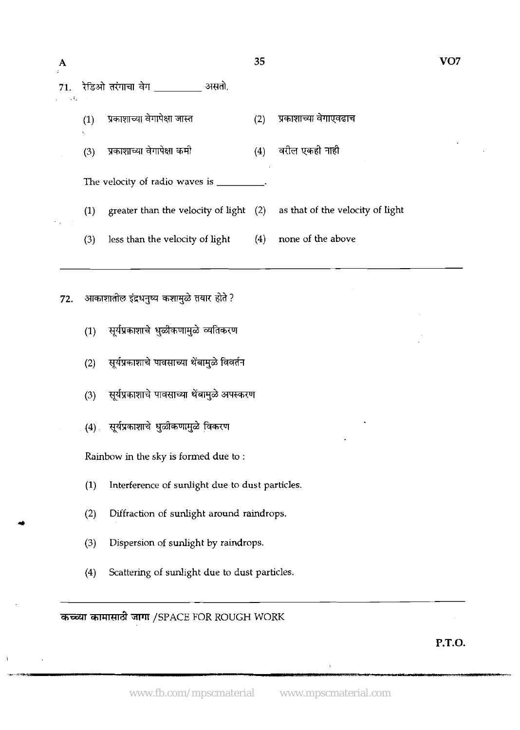71. रेडिओ तरंगाचा वेग __________ असतो.

(1) प्रकाशाच्या वेगापेक्षा जास्त
(2) प्रकाशाच्या वेगाएवढाच
(3) प्रकाशाच्या वेगापेक्षा कमी
(4) वरील एकही नाही

The velocity of radio waves is __________.

(1) greater than the velocity of light
(2) as that of the velocity of light
(3) less than the velocity of light
(4) none of the above

---

72. आकाशातील इंद्रधनुष्य कशामुळे तयार होते ?

(1) सूर्यप्रकाशाचे धुळीकणामुळे व्यतिकरण
(2) सूर्यप्रकाशाचे पावसाच्या थेंबामुळे विवर्तन
(3) सूर्यप्रकाशाचे पावसाच्या थेंबामुळे अपस्करण
(4) सूर्यप्रकाशाचे धुळीकणामुळे विकरण

Rainbow in the sky is formed due to :

(1) Interference of sunlight due to dust particles.
(2) Diffraction of sunlight around raindrops.
(3) Dispersion of sunlight by raindrops.
(4) Scattering of sunlight due to dust particles.

---

कच्च्या कामासाठी जागा /SPACE FOR ROUGH WORK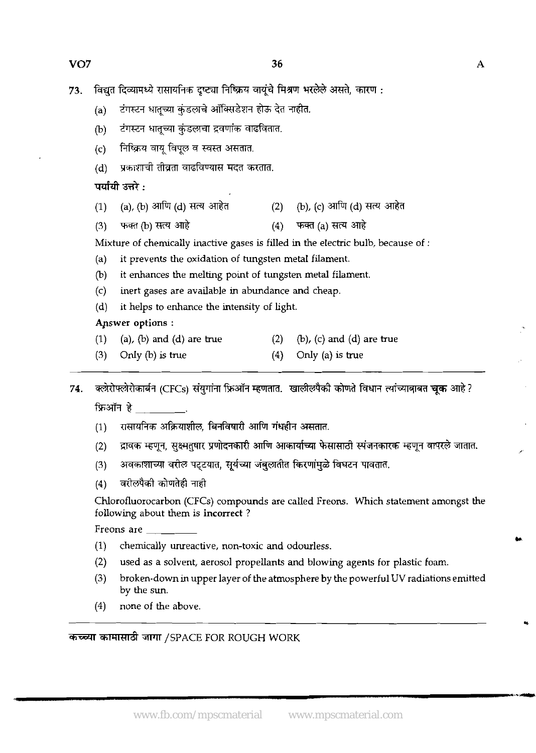73. विद्युत दिव्यामध्ये रासायनिक दृष्ट्या निष्क्रिय वायूंचे मिश्रण भरलेले असते, कारण :

(a) टंगस्टन धातूच्या कुंडलाचे ऑक्सिडेशन होऊ देत नाहीत.

(b) टंगस्टन धातूच्या कुंडलाचा द्रवणांक वाढवितात.

(c) निष्क्रिय वायू विपूल व स्वस्त असतात.

(d) प्रकाशाची तीव्रता वाढविण्यास मदत करतात.

**पर्यायी उत्तरे :**

(1) (a), (b) आणि (d) सत्य आहेत  (2) (b), (c) आणि (d) सत्य आहेत

(3) फक्त (b) सत्य आहे  (4) फक्त (a) सत्य आहे

Mixture of chemically inactive gases is filled in the electric bulb, because of :

(a) it prevents the oxidation of tungsten metal filament.

(b) it enhances the melting point of tungsten metal filament.

(c) inert gases are available in abundance and cheap.

(d) it helps to enhance the intensity of light.

**Answer options :**

(1) (a), (b) and (d) are true  (2) (b), (c) and (d) are true

(3) Only (b) is true  (4) Only (a) is true

---

74. क्लोरोफ्लोरोकार्बन (CFCs) संयुगांना फ्रिऑन म्हणतात. खालीलपैकी कोणते विधान त्यांच्याबाबत **चूक** आहे ?

फ्रिऑन हे ________.

(1) रासायनिक अक्रियाशील, बिनविषारी आणि गंधहीन असतात.

(2) द्रावक म्हणून, सुक्ष्मतुषार प्रणोदनकारी आणि आकार्याच्या फेसासाठी स्पंजनकारक म्हणून वापरले जातात.

(3) अवकाशाच्या वरील पट्टयात, सूर्यच्या जंबुलातीत किरणांमुळे विघटन पावतात.

(4) वरीलपैकी कोणतेही नाही

Chlorofluorocarbon (CFCs) compounds are called Freons. Which statement amongst the following about them is **incorrect** ?

Freons are ________

(1) chemically unreactive, non-toxic and odourless.

(2) used as a solvent, aerosol propellants and blowing agents for plastic foam.

(3) broken-down in upper layer of the atmosphere by the powerful UV radiations emitted by the sun.

(4) none of the above.

---

**कच्च्या कामासाठी जागा /SPACE FOR ROUGH WORK**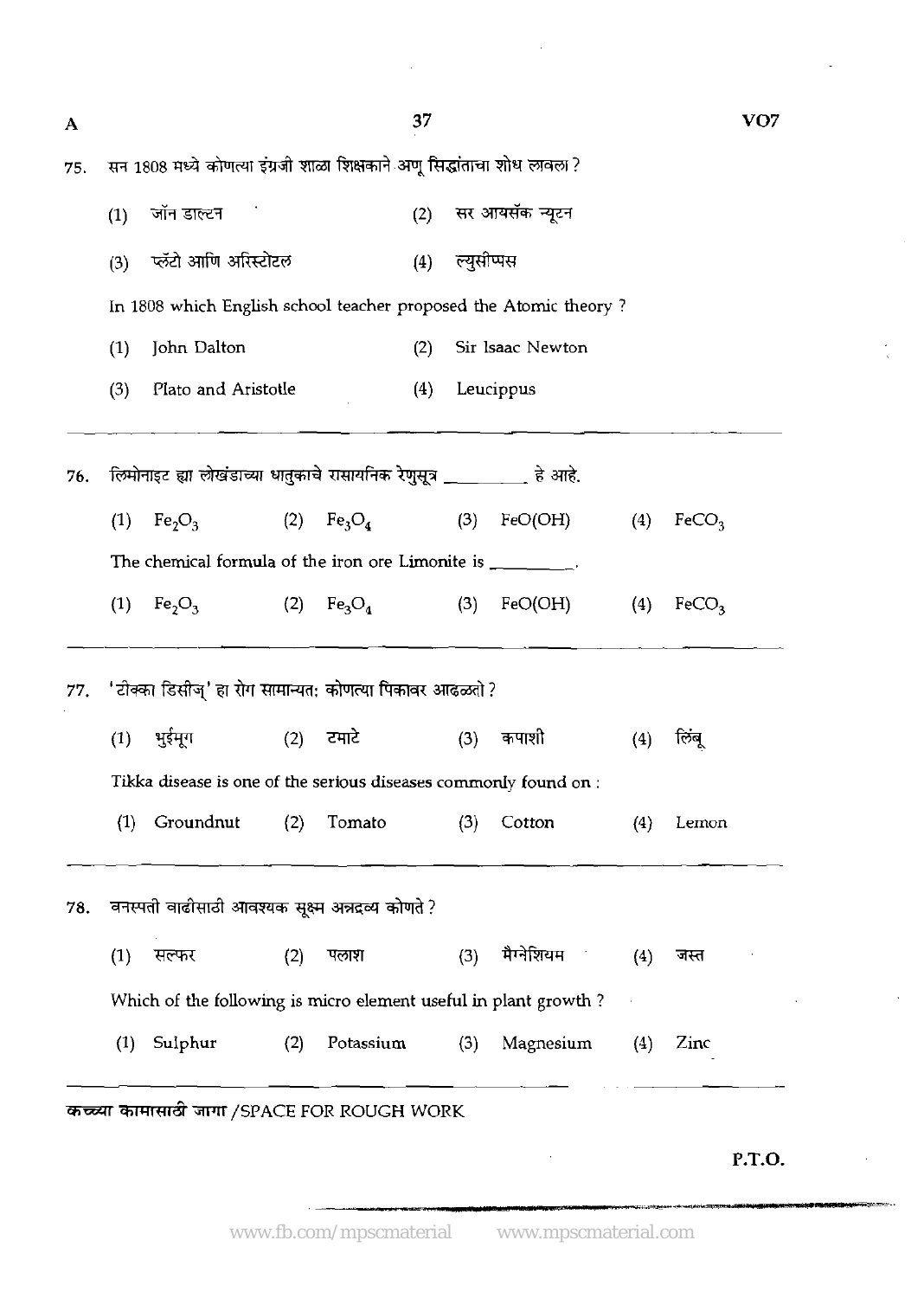75. सन 1808 मध्ये कोणत्या इंग्रजी शाळा शिक्षकाने अणू सिद्धांताचा शोध लावला ?

(1) जॉन डाल्टन (2) सर आयसॅक न्यूटन

(3) प्लॅटो आणि अरिस्टोटल (4) ल्युसीप्पस

In 1808 which English school teacher proposed the Atomic theory ?

(1) John Dalton (2) Sir Isaac Newton

(3) Plato and Aristotle (4) Leucippus

---

76. लिमोनाइट ह्या लोखंडाच्या धातुकाचे रासायनिक रेणुसूत्र ________ हे आहे.

(1) $Fe_2O_3$ (2) $Fe_3O_4$ (3) $FeO(OH)$ (4) $FeCO_3$

The chemical formula of the iron ore Limonite is ________.

(1) $Fe_2O_3$ (2) $Fe_3O_4$ (3) $FeO(OH)$ (4) $FeCO_3$

---

77. 'टीक्का डिसीज्' हा रोग सामान्यत: कोणत्या पिकावर आढळतो ?

(1) भुईमूग (2) टमाटे (3) कपाशी (4) लिंबू

Tikka disease is one of the serious diseases commonly found on :

(1) Groundnut (2) Tomato (3) Cotton (4) Lemon

---

78. वनस्पती वाढीसाठी आवश्यक सूक्ष्म अन्नद्रव्य कोणते ?

(1) सल्फर (2) पलाश (3) मैग्नेशियम (4) जस्त

Which of the following is micro element useful in plant growth ?

(1) Sulphur (2) Potassium (3) Magnesium (4) Zinc

---

कच्च्या कामासाठी जागा / SPACE FOR ROUGH WORK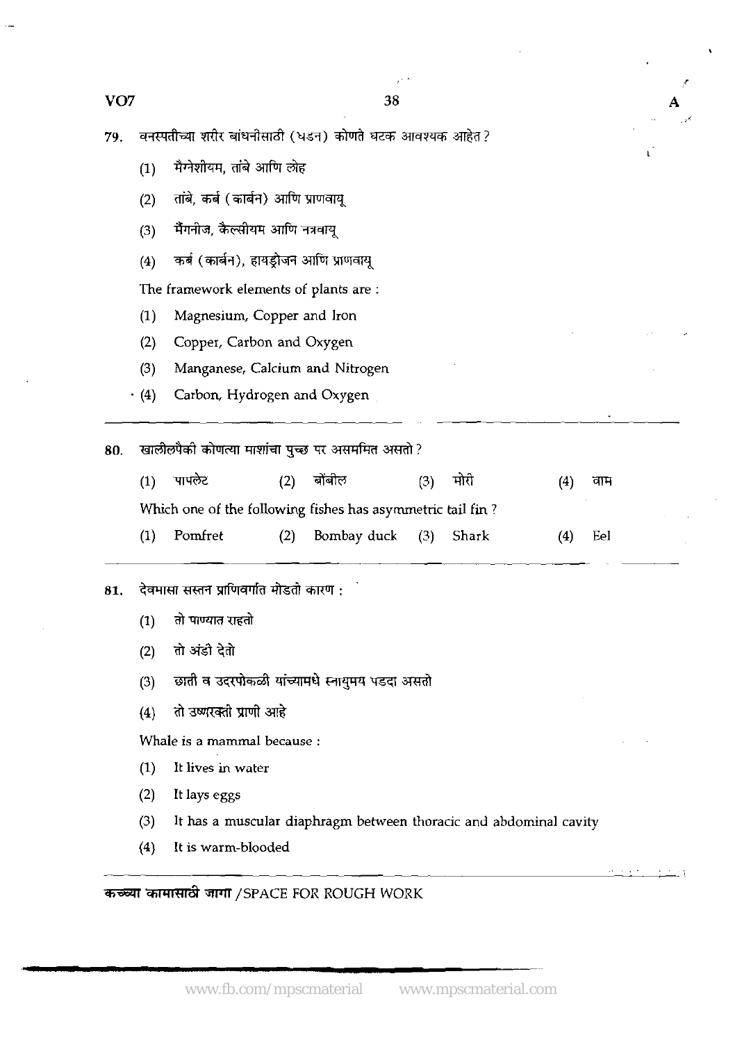79. वनस्पतीच्या शरीर बांधनीसाठी (घडन) कोणते घटक आवश्यक आहेत ?

(1) मॅग्नेशीयम, तांबे आणि लोह

(2) तांबे, कर्ब (कार्बन) आणि प्राणवायू

(3) मँगनीज, कॅल्सीयम आणि नत्रवायू

(4) कर्ब (कार्बन), हायड्रोजन आणि प्राणवायू

The framework elements of plants are :

(1) Magnesium, Copper and Iron

(2) Copper, Carbon and Oxygen

(3) Manganese, Calcium and Nitrogen

(4) Carbon, Hydrogen and Oxygen

---

80. खालीलपैकी कोणत्या माशांचा पुच्छ पर असममित असतो ?

(1) पापलेट (2) बोंबील (3) मोरी (4) वाम

Which one of the following fishes has asymmetric tail fin ?

(1) Pomfret (2) Bombay duck (3) Shark (4) Eel

---

81. देवमासा सस्तन प्राणिवर्गात मोडतो कारण :

(1) तो पाण्यात राहतो

(2) तो अंडी देतो

(3) छाती व उदरपोकळी यांच्यामधे स्नायुमय पडदा असतो

(4) तो उष्णरक्ती प्राणी आहे

Whale is a mammal because :

(1) It lives in water

(2) It lays eggs

(3) It has a muscular diaphragm between thoracic and abdominal cavity

(4) It is warm-blooded

कच्च्या कामासाठी जागा /SPACE FOR ROUGH WORK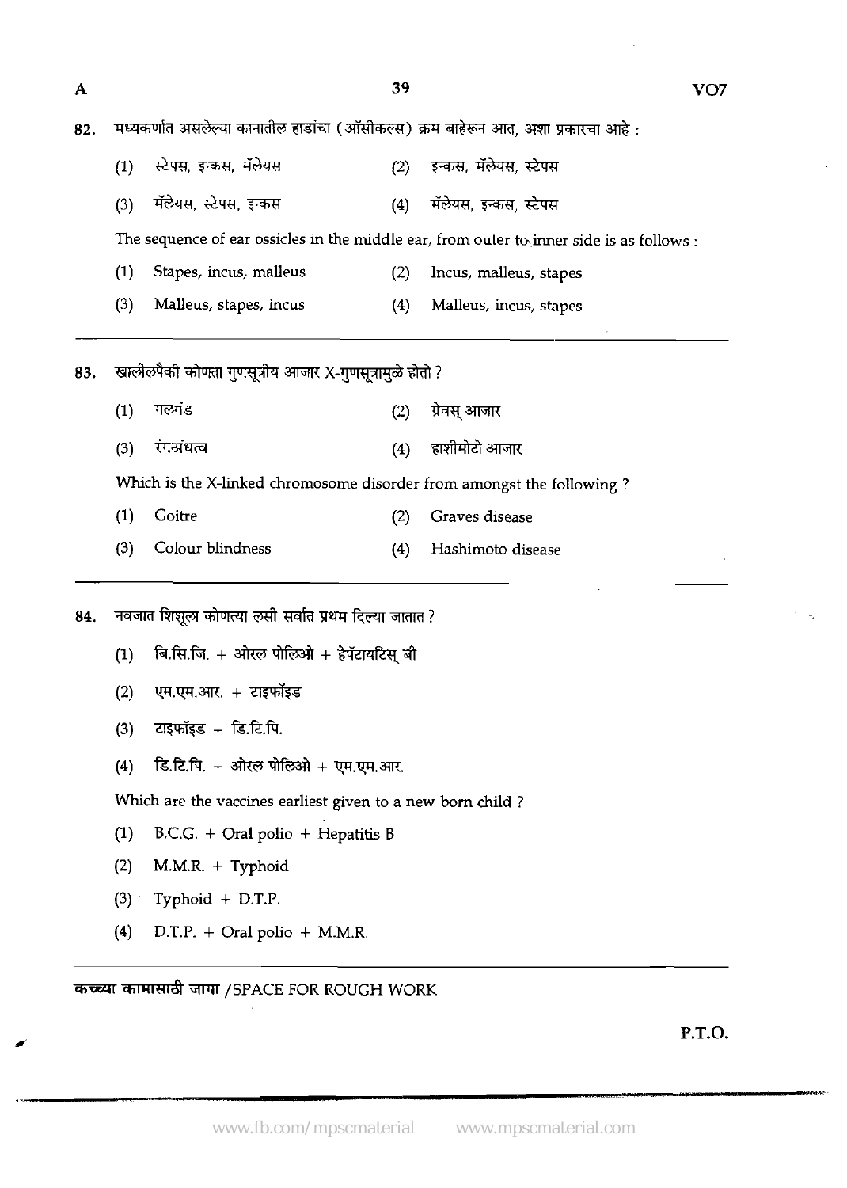82. मध्यकर्णात असलेल्या कानातील हाडांचा (ऑसीकल्स) क्रम बाहेरून आत, अशा प्रकारचा आहे :

(1) स्टेपस, इन्कस, मॅलेयस
(2) इन्कस, मॅलेयस, स्टेपस
(3) मॅलेयस, स्टेपस, इन्कस
(4) मॅलेयस, इन्कस, स्टेपस

The sequence of ear ossicles in the middle ear, from outer to inner side is as follows :

(1) Stapes, incus, malleus
(2) Incus, malleus, stapes
(3) Malleus, stapes, incus
(4) Malleus, incus, stapes

---

83. खालीलपैकी कोणता गुणसूत्रीय आजार X-गुणसूत्रामुळे होतो ?

(1) गलगंड
(2) ग्रेवस् आजार
(3) रंगअंधत्व
(4) हाशीमोटो आजार

Which is the X-linked chromosome disorder from amongst the following ?

(1) Goitre
(2) Graves disease
(3) Colour blindness
(4) Hashimoto disease

---

84. नवजात शिशूला कोणत्या लसी सर्वात प्रथम दिल्या जातात ?

(1) बि.सि.जि. + ओरल पोलिओ + हेपॅटायटिस् बी
(2) एम.एम.आर. + टाइफॉइड
(3) टाइफॉइड + डि.टि.पि.
(4) डि.टि.पि. + ओरल पोलिओ + एम.एम.आर.

Which are the vaccines earliest given to a new born child ?

(1) B.C.G. + Oral polio + Hepatitis B
(2) M.M.R. + Typhoid
(3) Typhoid + D.T.P.
(4) D.T.P. + Oral polio + M.M.R.

---

कच्च्या कामासाठी जागा /SPACE FOR ROUGH WORK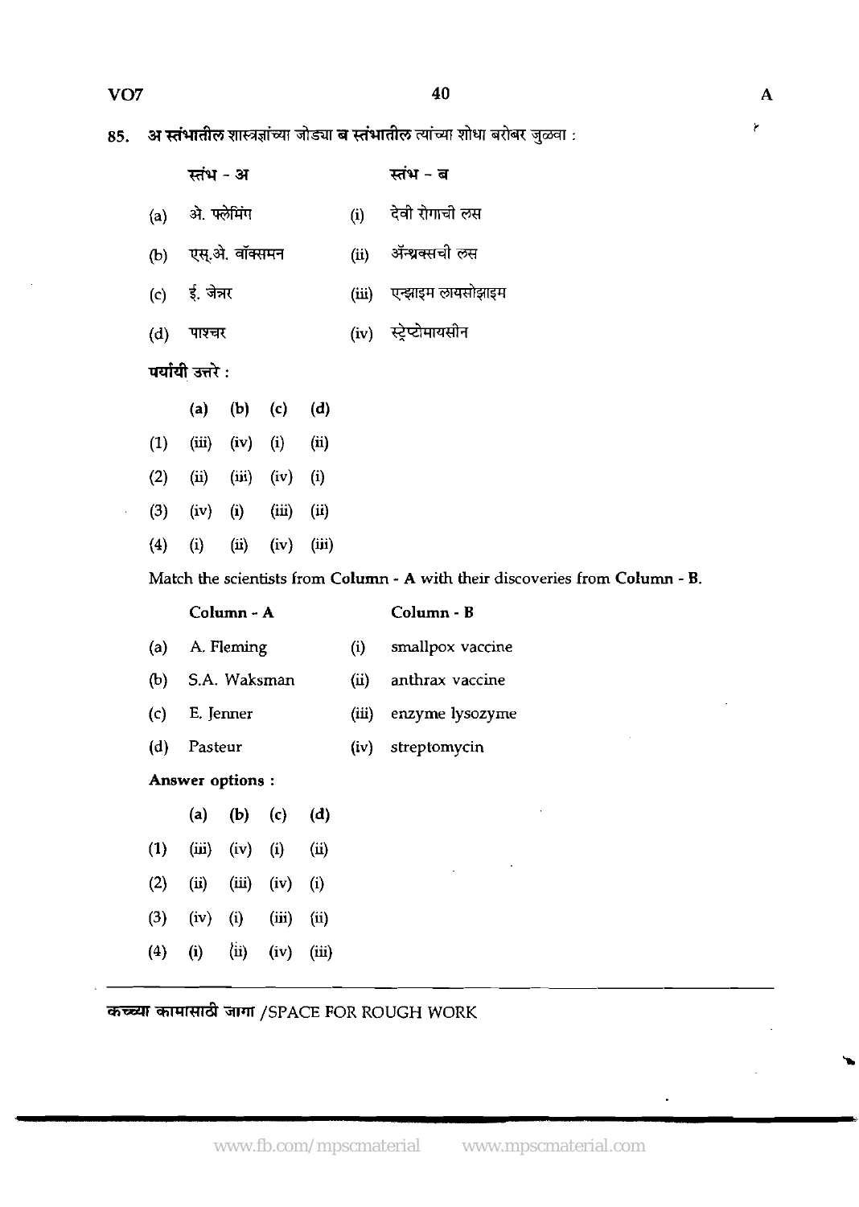85. **अ स्तंभातील** शास्त्रज्ञांच्या जोड्या **ब स्तंभातील** त्यांच्या शोधा बरोबर जुळवा :

| | **स्तंभ - अ** | | **स्तंभ - ब** |
|---|---|---|---|
| (a) | अे. फ्लेमिंग | (i) | देवी रोगाची लस |
| (b) | एस्.अे. वॉक्समन | (ii) | ॲन्थ्रक्सची लस |
| (c) | ई. जेन्नर | (iii) | एन्झाइम लायसोझाइम |
| (d) | पाश्चर | (iv) | स्ट्रेप्टोमायसीन |

**पर्यायी उत्तरे :**

| | (a) | (b) | (c) | (d) |
|---|---|---|---|---|
| (1) | (iii) | (iv) | (i) | (ii) |
| (2) | (ii) | (iii) | (iv) | (i) |
| (3) | (iv) | (i) | (iii) | (ii) |
| (4) | (i) | (ii) | (iv) | (iii) |

Match the scientists from **Column - A** with their discoveries from **Column - B.**

| | **Column - A** | | **Column - B** |
|---|---|---|---|
| (a) | A. Fleming | (i) | smallpox vaccine |
| (b) | S.A. Waksman | (ii) | anthrax vaccine |
| (c) | E. Jenner | (iii) | enzyme lysozyme |
| (d) | Pasteur | (iv) | streptomycin |

**Answer options :**

| | (a) | (b) | (c) | (d) |
|---|---|---|---|---|
| (1) | (iii) | (iv) | (i) | (ii) |
| (2) | (ii) | (iii) | (iv) | (i) |
| (3) | (iv) | (i) | (iii) | (ii) |
| (4) | (i) | (ii) | (iv) | (iii) |

**कच्च्या कामासाठी जागा** /SPACE FOR ROUGH WORK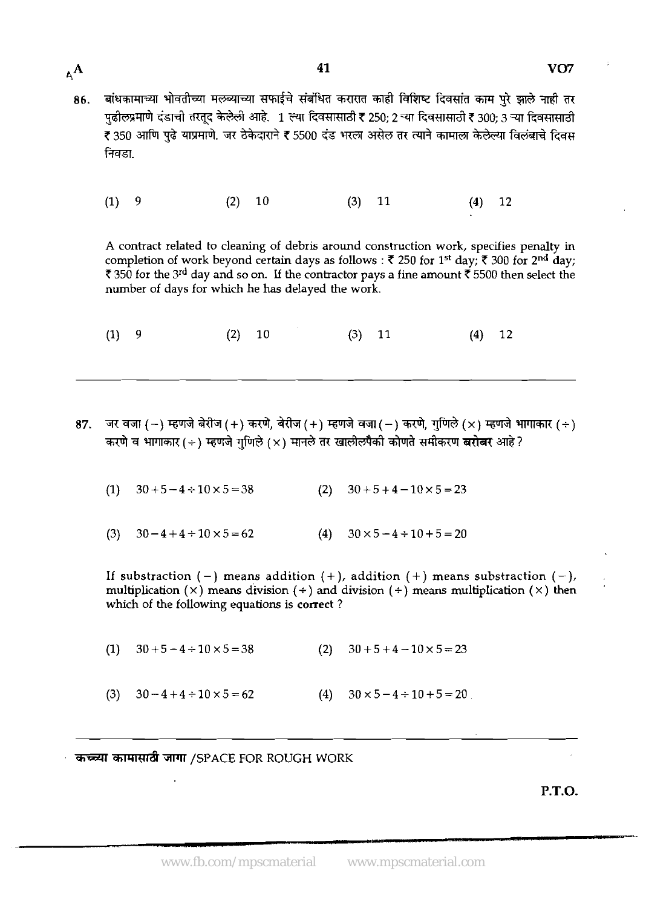86. बांधकामाच्या भोवतीच्या मलब्याच्या सफाईचे संबंधित करारात काही विशिष्ट दिवसांत काम पुरे झाले नाही तर पुढीलप्रमाणे दंडाची तरतूद केलेली आहे. 1 ल्या दिवसासाठी ₹ 250; 2 ऱ्या दिवसासाठी ₹ 300; 3 ऱ्या दिवसासाठी ₹ 350 आणि पुढे याप्रमाणे. जर ठेकेदाराने ₹ 5500 दंड भरला असेल तर त्याने कामाला केलेल्या विलंबाचे दिवस निवडा.

(1) 9 (2) 10 (3) 11 (4) 12

A contract related to cleaning of debris around construction work, specifies penalty in completion of work beyond certain days as follows : ₹ 250 for 1st day; ₹ 300 for 2nd day; ₹ 350 for the 3rd day and so on. If the contractor pays a fine amount ₹ 5500 then select the number of days for which he has delayed the work.

(1) 9 (2) 10 (3) 11 (4) 12

---

87. जर वजा $(-)$ म्हणजे बेरीज $(+)$ करणे, बेरीज $(+)$ म्हणजे वजा $(-)$ करणे, गुणिले $(\times)$ म्हणजे भागाकार $(\div)$ करणे व भागाकार $(\div)$ म्हणजे गुणिले $(\times)$ मानले तर खालीलपैकी कोणते समीकरण **बरोबर** आहे ?

(1) $30 + 5 - 4 \div 10 \times 5 = 38$ (2) $30 + 5 + 4 - 10 \times 5 = 23$

(3) $30 - 4 + 4 \div 10 \times 5 = 62$ (4) $30 \times 5 - 4 \div 10 + 5 = 20$

If substraction $(-)$ means addition $(+)$, addition $(+)$ means substraction $(-)$, multiplication $(\times)$ means division $(\div)$ and division $(\div)$ means multiplication $(\times)$ then which of the following equations is **correct** ?

(1) $30 + 5 - 4 \div 10 \times 5 = 38$ (2) $30 + 5 + 4 - 10 \times 5 = 23$

(3) $30 - 4 + 4 \div 10 \times 5 = 62$ (4) $30 \times 5 - 4 \div 10 + 5 = 20$

---

**कच्च्या कामासाठी जागा** /SPACE FOR ROUGH WORK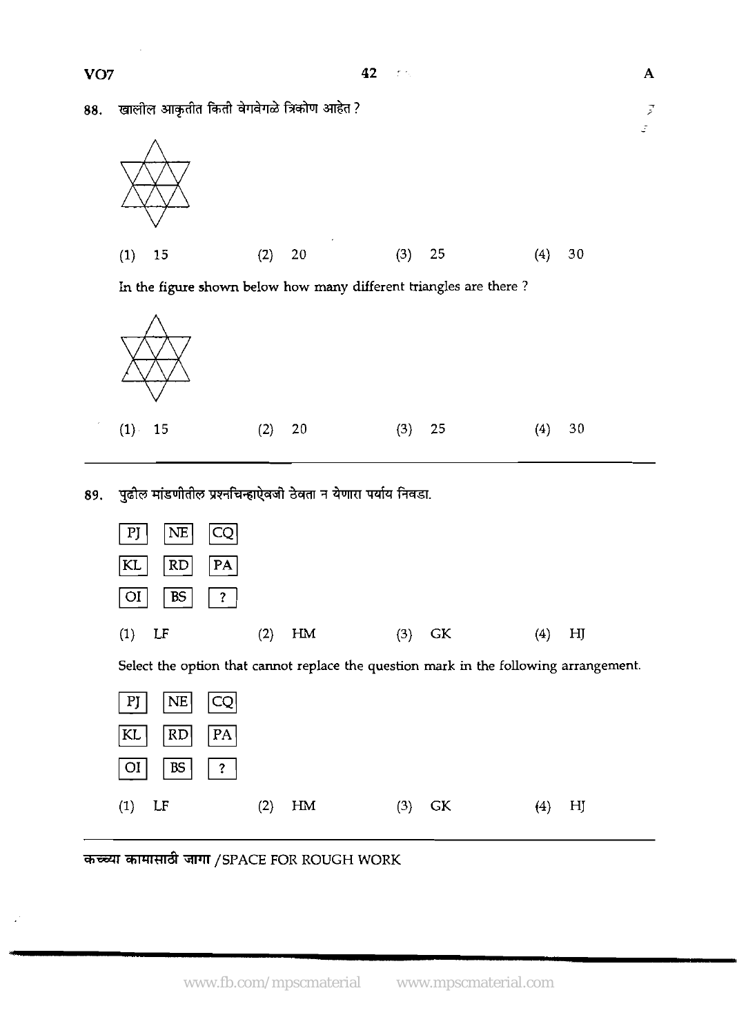88. खालील आकृतीत किती वेगवेगळे त्रिकोण आहेत ?

(1) 15 (2) 20 (3) 25 (4) 30

In the figure shown below how many different triangles are there ?

(1) 15 (2) 20 (3) 25 (4) 30

---

89. पुढील मांडणीतील प्रश्नचिन्हाऐवजी ठेवता न येणारा पर्याय निवडा.

| PJ | NE | CQ |
|---|---|---|
| KL | RD | PA |
| OI | BS | ? |

(1) LF (2) HM (3) GK (4) HJ

Select the option that cannot replace the question mark in the following arrangement.

| PJ | NE | CQ |
|---|---|---|
| KL | RD | PA |
| OI | BS | ? |

(1) LF (2) HM (3) GK (4) HJ

---

कच्च्या कामासाठी जागा / SPACE FOR ROUGH WORK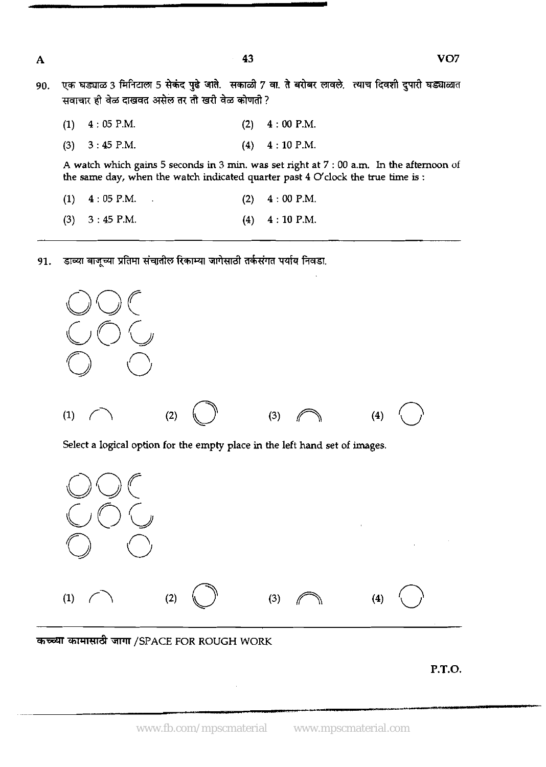90. एक घड्याळ 3 मिनिटाला 5 सेकंद पुढे जाते. सकाळी 7 वा. ते बरोबर लावले. त्याच दिवशी दुपारी घड्याळात सवाचार ही वेळ दाखवत असेल तर ती खरी वेळ कोणती ?

(1) 4 : 05 P.M. (2) 4 : 00 P.M.

(3) 3 : 45 P.M. (4) 4 : 10 P.M.

A watch which gains 5 seconds in 3 min. was set right at 7 : 00 a.m. In the afternoon of the same day, when the watch indicated quarter past 4 O'clock the true time is :

(1) 4 : 05 P.M. (2) 4 : 00 P.M.

(3) 3 : 45 P.M. (4) 4 : 10 P.M.

---

91. डाव्या बाजूच्या प्रतिमा संचातील रिकाम्या जागेसाठी तर्कसंगत पर्याय निवडा.

(1) (2) (3) (4)

Select a logical option for the empty place in the left hand set of images.

(1) (2) (3) (4)

---

कच्च्या कामासाठी जागा /SPACE FOR ROUGH WORK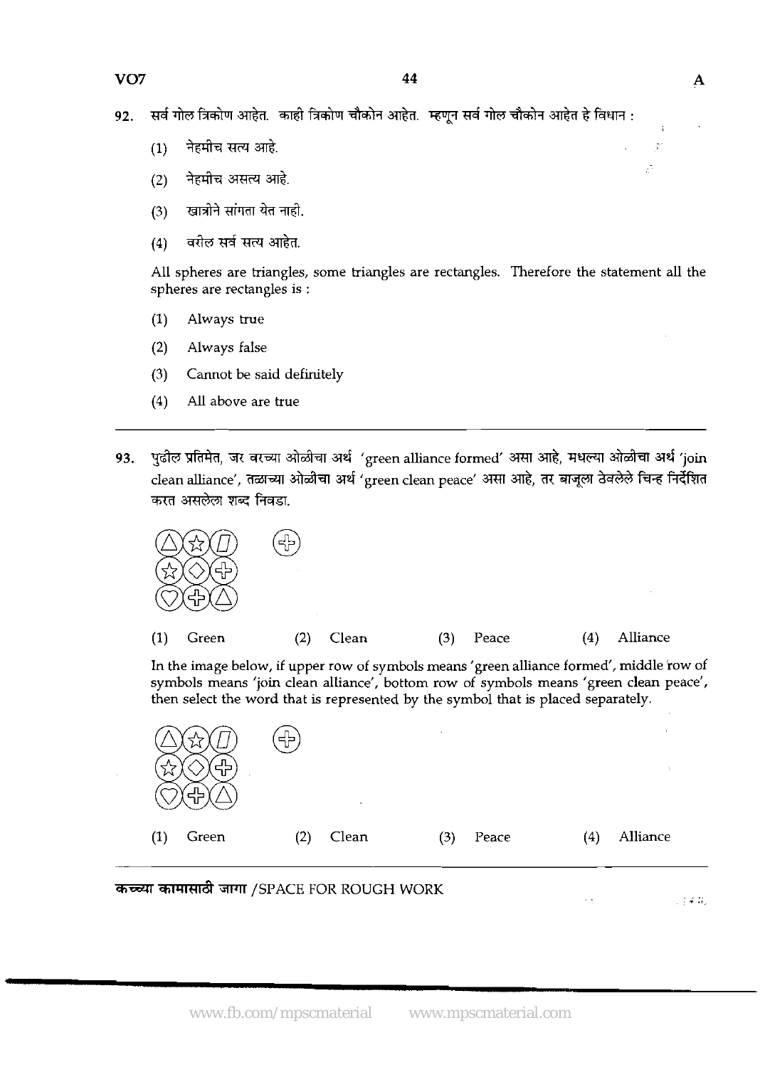92. सर्व गोल त्रिकोण आहेत. काही त्रिकोण चौकोन आहेत. म्हणून सर्व गोल चौकोन आहेत हे विधान :

(1) नेहमीच सत्य आहे.

(2) नेहमीच असत्य आहे.

(3) खात्रीने सांगता येत नाही.

(4) वरील सर्व सत्य आहेत.

All spheres are triangles, some triangles are rectangles. Therefore the statement all the spheres are rectangles is :

(1) Always true

(2) Always false

(3) Cannot be said definitely

(4) All above are true

---

93. पुढील प्रतिमेत, जर वरच्या ओळीचा अर्थ 'green alliance formed' असा आहे, मधल्या ओळीचा अर्थ 'join clean alliance', तळाच्या ओळीचा अर्थ 'green clean peace' असा आहे, तर बाजूला ठेवलेले चिन्ह निर्देशित करत असलेला शब्द निवडा.

△ ☆ ▱  ✚

☆ ◇ ✚

♡ ✚ △

(1) Green (2) Clean (3) Peace (4) Alliance

In the image below, if upper row of symbols means 'green alliance formed', middle row of symbols means 'join clean alliance', bottom row of symbols means 'green clean peace', then select the word that is represented by the symbol that is placed separately.

△ ☆ ▱  ✚

☆ ◇ ✚

♡ ✚ △

(1) Green (2) Clean (3) Peace (4) Alliance

---

कच्च्या कामासाठी जागा /SPACE FOR ROUGH WORK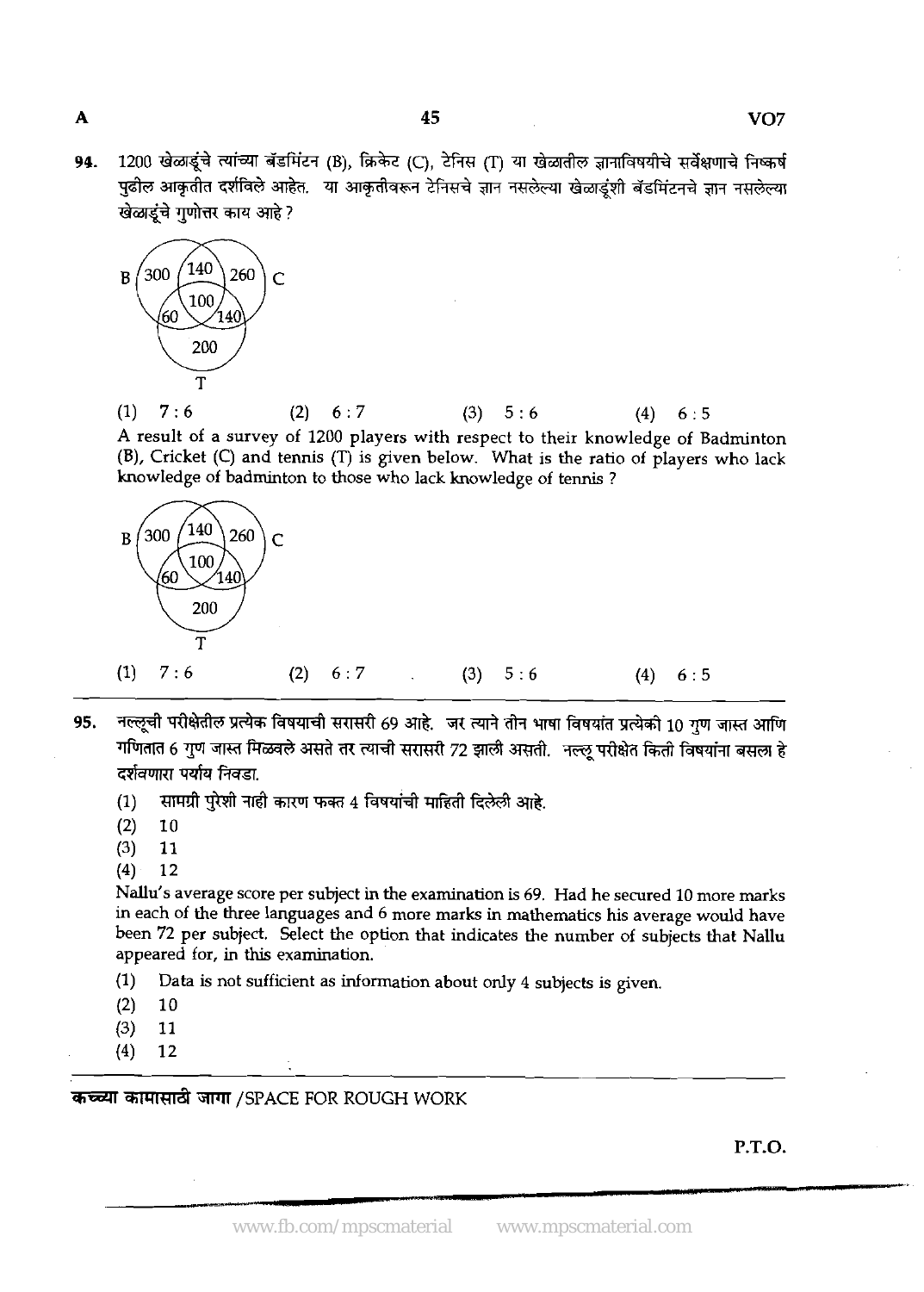**94.** 1200 खेळाडूंचे त्यांच्या बॅडमिंटन (B), क्रिकेट (C), टेनिस (T) या खेळातील ज्ञानाविषयीचे सर्वेक्षणाचे निष्कर्ष पुढील आकृतीत दर्शविले आहेत. या आकृतीवरून टेनिसचे ज्ञान नसलेल्या खेळाडूंशी बॅडमिंटनचे ज्ञान नसलेल्या खेळाडूंचे गुणोत्तर काय आहे ?

(1) 7 : 6 (2) 6 : 7 (3) 5 : 6 (4) 6 : 5

A result of a survey of 1200 players with respect to their knowledge of Badminton (B), Cricket (C) and tennis (T) is given below. What is the ratio of players who lack knowledge of badminton to those who lack knowledge of tennis ?

(1) 7 : 6 (2) 6 : 7 (3) 5 : 6 (4) 6 : 5

---

**95.** नल्लूची परीक्षेतील प्रत्येक विषयाची सरासरी 69 आहे. जर त्याने तीन भाषा विषयांत प्रत्येकी 10 गुण जास्त आणि गणितात 6 गुण जास्त मिळवले असते तर त्याची सरासरी 72 झाली असती. नल्लू परीक्षेत किती विषयांना बसला हे दर्शवणारा पर्याय निवडा.

(1) सामग्री पुरेशी नाही कारण फक्त 4 विषयांची माहिती दिलेली आहे.
(2) 10
(3) 11
(4) 12

Nallu's average score per subject in the examination is 69. Had he secured 10 more marks in each of the three languages and 6 more marks in mathematics his average would have been 72 per subject. Select the option that indicates the number of subjects that Nallu appeared for, in this examination.

(1) Data is not sufficient as information about only 4 subjects is given.
(2) 10
(3) 11
(4) 12

---

कच्च्या कामासाठी जागा /SPACE FOR ROUGH WORK

P.T.O.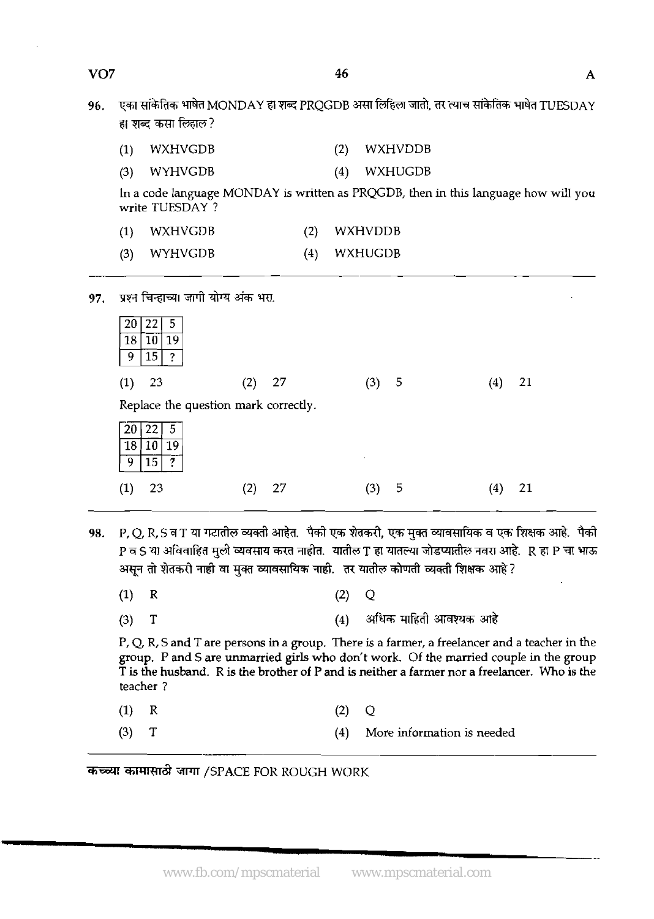96. एका सांकेतिक भाषेत MONDAY हा शब्द PRQGDB असा लिहिला जातो, तर त्याच सांकेतिक भाषेत TUESDAY हा शब्द कसा लिहाल ?

(1) WXHVGDB (2) WXHVDDB

(3) WYHVGDB (4) WXHUGDB

In a code language MONDAY is written as PRQGDB, then in this language how will you write TUESDAY ?

(1) WXHVGDB (2) WXHVDDB

(3) WYHVGDB (4) WXHUGDB

---

97. प्रश्न चिन्हाच्या जागी योग्य अंक भरा.

| 20 | 22 | 5 |
|---|---|---|
| 18 | 10 | 19 |
| 9 | 15 | ? |

(1) 23 (2) 27 (3) 5 (4) 21

Replace the question mark correctly.

| 20 | 22 | 5 |
|---|---|---|
| 18 | 10 | 19 |
| 9 | 15 | ? |

(1) 23 (2) 27 (3) 5 (4) 21

---

98. P, Q, R, S व T या गटातील व्यक्ती आहेत. पैकी एक शेतकरी, एक मुक्त व्यावसायिक व एक शिक्षक आहे. पैकी P व S या अविवाहित मुली व्यवसाय करत नाहीत. यातील T हा यातल्या जोडप्यातील नवरा आहे. R हा P चा भाऊ असून तो शेतकरी नाही वा मुक्त व्यावसायिक नाही. तर यातील कोणती व्यक्ती शिक्षक आहे ?

(1) R (2) Q

(3) T (4) अधिक माहिती आवश्यक आहे

P, Q, R, S and T are persons in a group. There is a farmer, a freelancer and a teacher in the group. P and S are unmarried girls who don't work. Of the married couple in the group T is the husband. R is the brother of P and is neither a farmer nor a freelancer. Who is the teacher ?

(1) R (2) Q

(3) T (4) More information is needed

---

कच्च्या कामासाठी जागा /SPACE FOR ROUGH WORK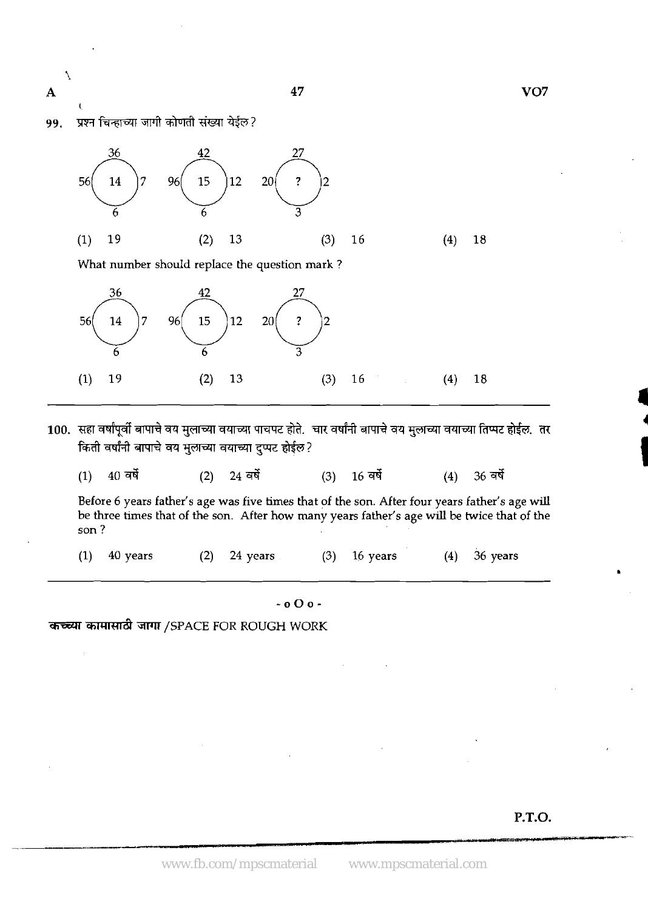99. प्रश्न चिन्हाच्या जागी कोणती संख्या येईल?

| | Top | Left | Centre | Right | Bottom |
|---|---|---|---|---|---|
| Circle 1 | 36 | 56 | 14 | 7 | 6 |
| Circle 2 | 42 | 96 | 15 | 12 | 6 |
| Circle 3 | 27 | 20 | ? | 2 | 3 |

(1) 19 (2) 13 (3) 16 (4) 18

What number should replace the question mark ?

| | Top | Left | Centre | Right | Bottom |
|---|---|---|---|---|---|
| Circle 1 | 36 | 56 | 14 | 7 | 6 |
| Circle 2 | 42 | 96 | 15 | 12 | 6 |
| Circle 3 | 27 | 20 | ? | 2 | 3 |

(1) 19 (2) 13 (3) 16 (4) 18

---

100. सहा वर्षांपूर्वी बापाचे वय मुलाच्या वयाच्या पाचपट होते. चार वर्षांनी बापाचे वय मुलाच्या वयाच्या तिप्पट होईल. तर किती वर्षांनी बापाचे वय मुलाच्या वयाच्या दुप्पट होईल?

(1) 40 वर्षे (2) 24 वर्षे (3) 16 वर्षे (4) 36 वर्षे

Before 6 years father's age was five times that of the son. After four years father's age will be three times that of the son. After how many years father's age will be twice that of the son ?

(1) 40 years (2) 24 years (3) 16 years (4) 36 years

---

- o O o -

कच्च्या कामासाठी जागा /SPACE FOR ROUGH WORK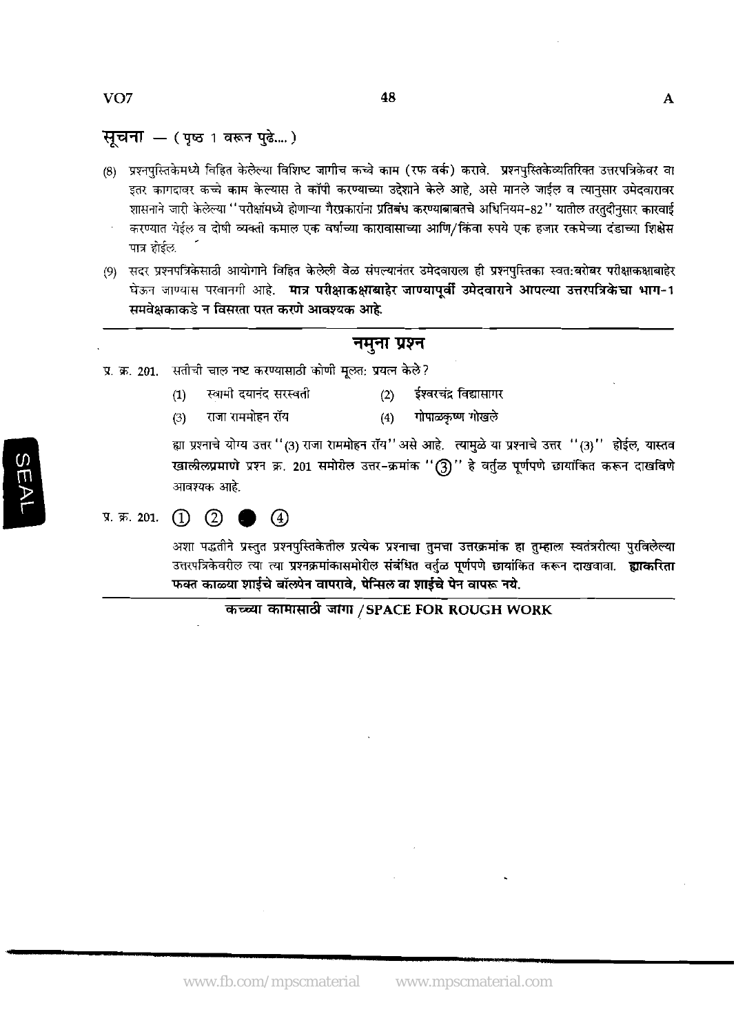**सूचना** — (पृष्ठ 1 वरून पुढे....)

(8) प्रश्नपुस्तिकेमध्ये विहित केलेल्या विशिष्ट जागीच कच्चे काम (रफ वर्क) करावे. प्रश्नपुस्तिकेव्यतिरिक्त उत्तरपत्रिकेवर वा इतर कागदावर कच्चे काम केल्यास ते कॉपी करण्याच्या उद्देशाने केले आहे, असे मानले जाईल व त्यानुसार उमेदवारावर शासनाने जारी केलेल्या "परीक्षांमध्ये होणाऱ्या गैरप्रकारांना प्रतिबंध करण्याबाबतचे अधिनियम-82" यातील तरतुदीनुसार कारवाई करण्यात येईल व दोषी व्यक्ती कमाल एक वर्षाच्या कारावासाच्या आणि/किंवा रुपये एक हजार रकमेच्या दंडाच्या शिक्षेस पात्र होईल.

(9) सदर प्रश्नपत्रिकेसाठी आयोगाने विहित केलेली वेळ संपल्यानंतर उमेदवाराला ही प्रश्नपुस्तिका स्वत:बरोबर परीक्षाकक्षाबाहेर घेऊन जाण्यास परवानगी आहे. **मात्र परीक्षाकक्षाबाहेर जाण्यापूर्वी उमेदवाराने आपल्या उत्तरपत्रिकेचा भाग-1 समवेक्षकाकडे न विसरता परत करणे आवश्यक आहे.**

## नमुना प्रश्न

प्र. क्र. 201. सतीची चाल नष्ट करण्यासाठी कोणी मूलत: प्रयत्न केले?

(1) स्वामी दयानंद सरस्वती
(2) ईश्वरचंद्र विद्यासागर
(3) राजा राममोहन रॉय
(4) गोपाळकृष्ण गोखले

ह्या प्रश्नाचे योग्य उत्तर "(3) राजा राममोहन रॉय" असे आहे. त्यामुळे या प्रश्नाचे उत्तर "(3)" होईल, यास्तव **खालीलप्रमाणे प्रश्न क्र. 201 समोरील उत्तर-क्रमांक "③" हे वर्तुळ पूर्णपणे छायांकित करून दाखविणे** आवश्यक आहे.

प्र. क्र. 201. ① ② ● ④

अशा पद्धतीने प्रस्तुत प्रश्नपुस्तिकेतील प्रत्येक प्रश्नाचा तुमचा उत्तरक्रमांक हा तुम्हाला स्वतंत्ररीत्या पुरविलेल्या उत्तरपत्रिकेवरील त्या त्या प्रश्नक्रमांकासमोरील संबंधित वर्तुळ पूर्णपणे छायांकित करून दाखवावा. **ह्याकरिता फक्त काळ्या शाईचे बॉलपेन वापरावे, पेन्सिल वा शाईचे पेन वापरू नये.**

**कच्च्या कामासाठी जागा / SPACE FOR ROUGH WORK**